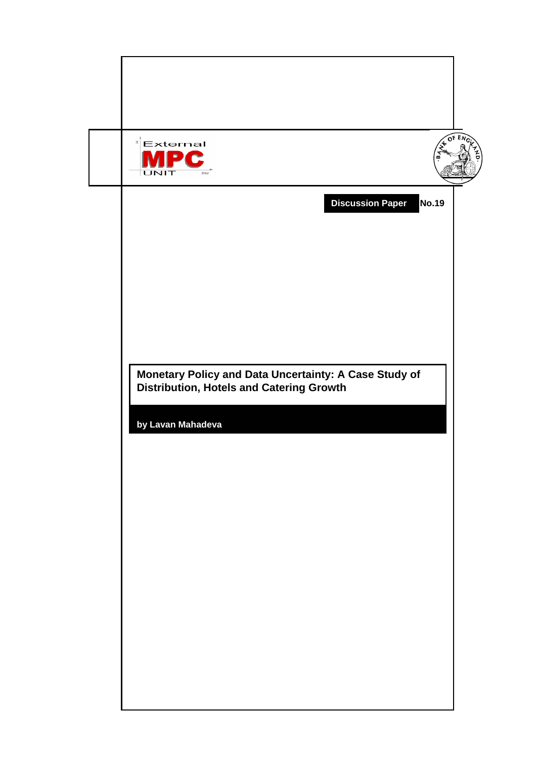External MPC UNIT

**Discussion Paper No.19**

# Monetary Policy and Data Uncertainty: A Case Study of Distribution, Hotels and Catering Growth

**by Lavan Mahadeva**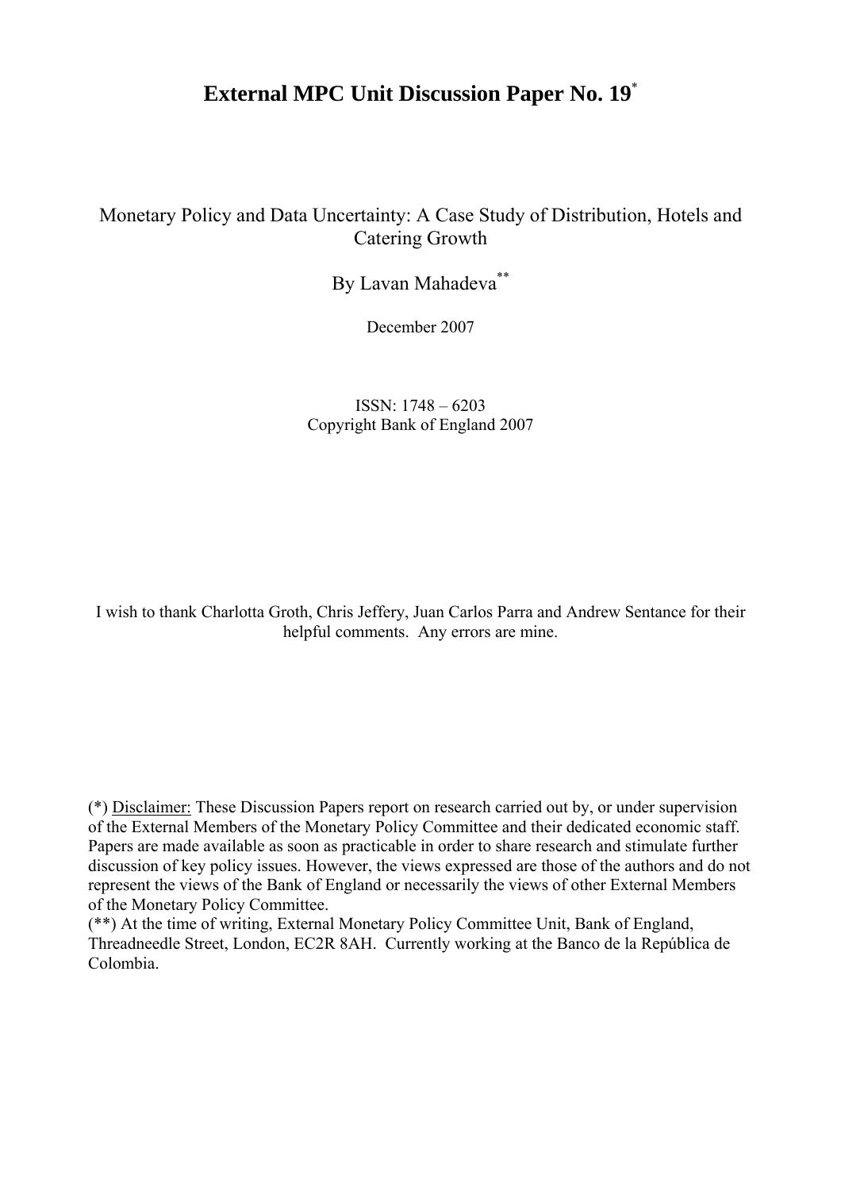# External MPC Unit Discussion Paper No. 19[*]

Monetary Policy and Data Uncertainty: A Case Study of Distribution, Hotels and Catering Growth

By Lavan Mahadeva[**]

December 2007

ISSN: 1748 – 6203
Copyright Bank of England 2007

I wish to thank Charlotta Groth, Chris Jeffery, Juan Carlos Parra and Andrew Sentance for their helpful comments. Any errors are mine.

(*) Disclaimer: These Discussion Papers report on research carried out by, or under supervision of the External Members of the Monetary Policy Committee and their dedicated economic staff. Papers are made available as soon as practicable in order to share research and stimulate further discussion of key policy issues. However, the views expressed are those of the authors and do not represent the views of the Bank of England or necessarily the views of other External Members of the Monetary Policy Committee.
(**) At the time of writing, External Monetary Policy Committee Unit, Bank of England, Threadneedle Street, London, EC2R 8AH. Currently working at the Banco de la República de Colombia.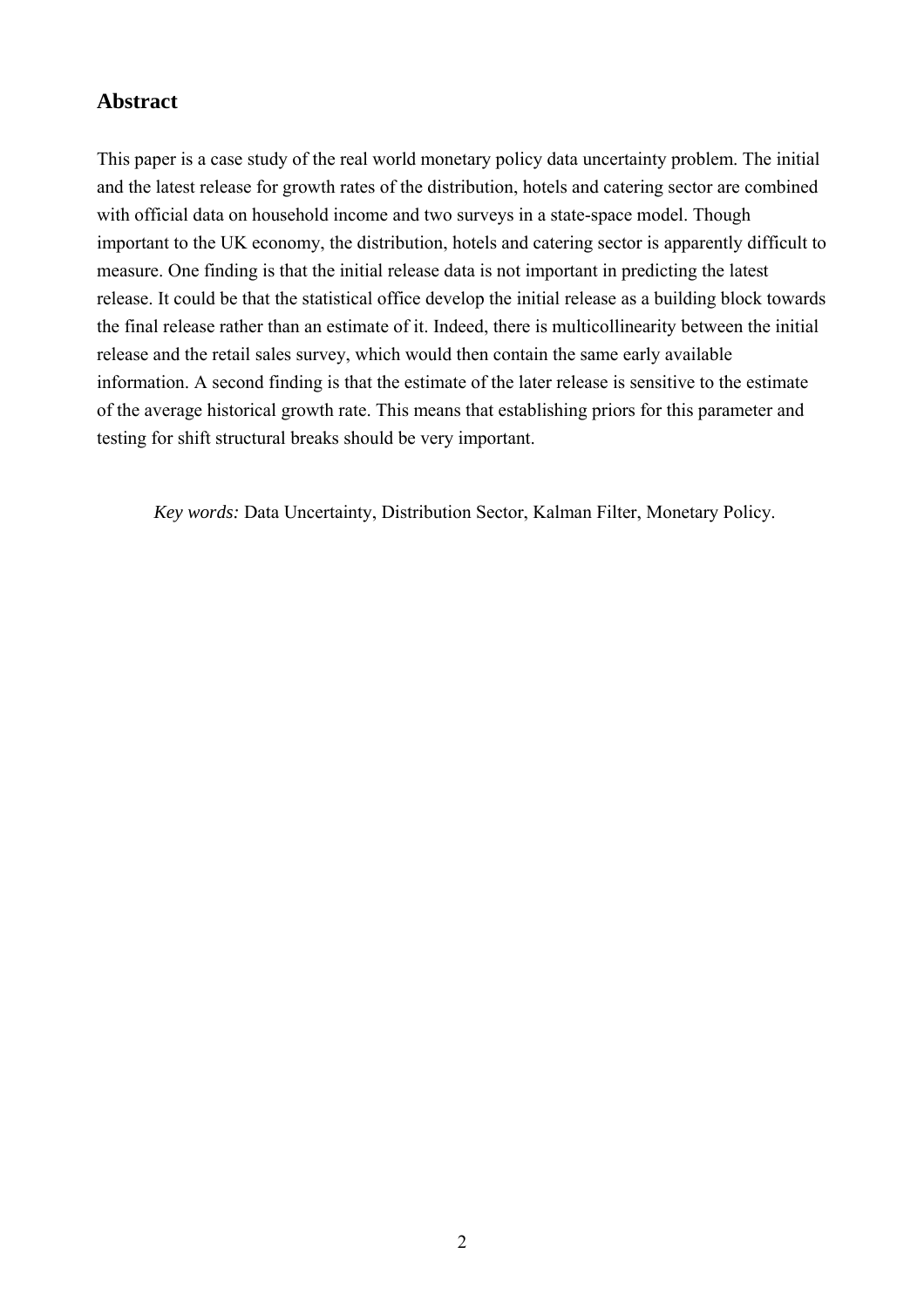## Abstract

This paper is a case study of the real world monetary policy data uncertainty problem. The initial and the latest release for growth rates of the distribution, hotels and catering sector are combined with official data on household income and two surveys in a state-space model. Though important to the UK economy, the distribution, hotels and catering sector is apparently difficult to measure. One finding is that the initial release data is not important in predicting the latest release. It could be that the statistical office develop the initial release as a building block towards the final release rather than an estimate of it. Indeed, there is multicollinearity between the initial release and the retail sales survey, which would then contain the same early available information. A second finding is that the estimate of the later release is sensitive to the estimate of the average historical growth rate. This means that establishing priors for this parameter and testing for shift structural breaks should be very important.

*Key words:* Data Uncertainty, Distribution Sector, Kalman Filter, Monetary Policy.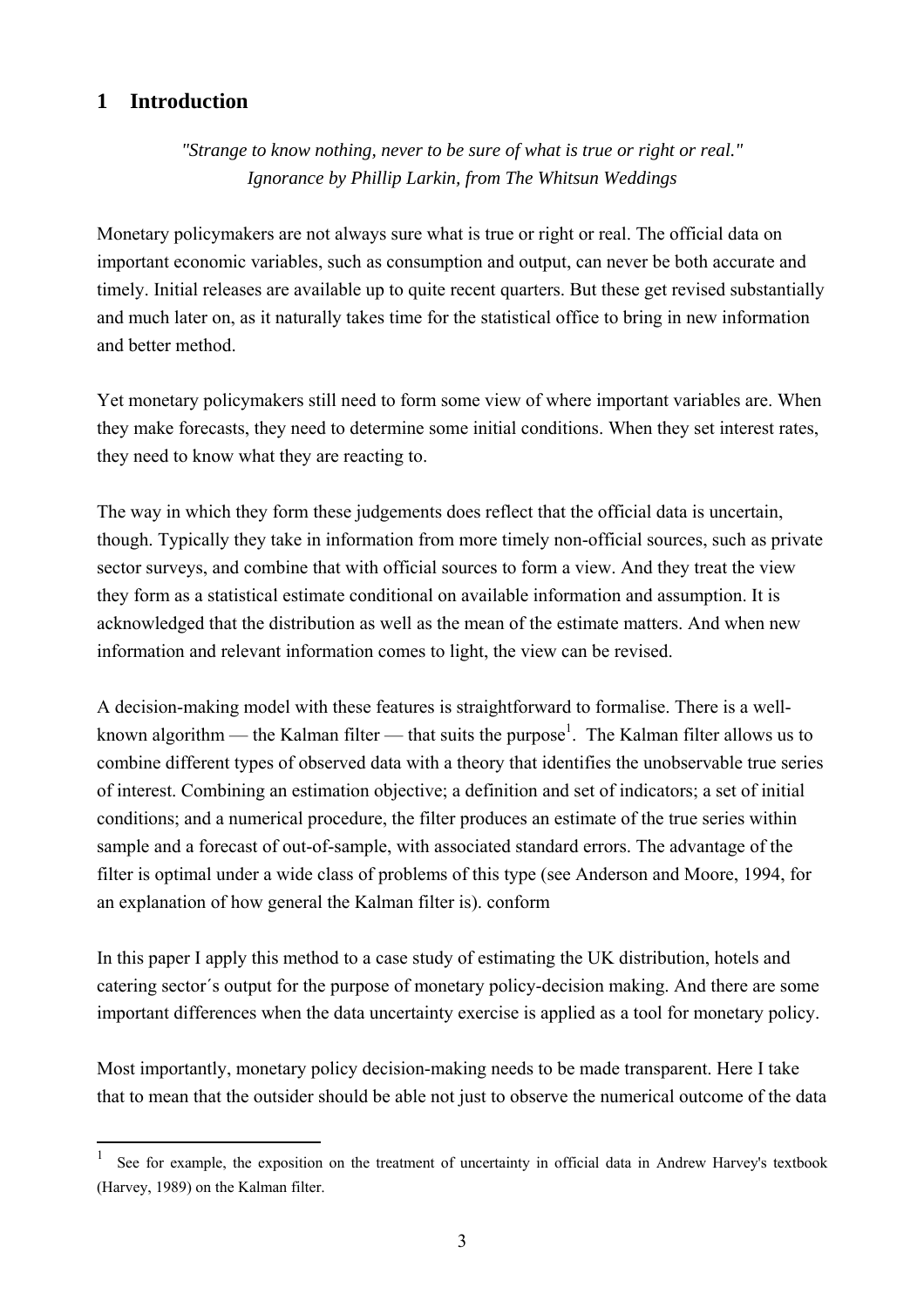# 1 Introduction

*"Strange to know nothing, never to be sure of what is true or right or real."*
*Ignorance by Phillip Larkin, from The Whitsun Weddings*

Monetary policymakers are not always sure what is true or right or real. The official data on important economic variables, such as consumption and output, can never be both accurate and timely. Initial releases are available up to quite recent quarters. But these get revised substantially and much later on, as it naturally takes time for the statistical office to bring in new information and better method.

Yet monetary policymakers still need to form some view of where important variables are. When they make forecasts, they need to determine some initial conditions. When they set interest rates, they need to know what they are reacting to.

The way in which they form these judgements does reflect that the official data is uncertain, though. Typically they take in information from more timely non-official sources, such as private sector surveys, and combine that with official sources to form a view. And they treat the view they form as a statistical estimate conditional on available information and assumption. It is acknowledged that the distribution as well as the mean of the estimate matters. And when new information and relevant information comes to light, the view can be revised.

A decision-making model with these features is straightforward to formalise. There is a well-known algorithm — the Kalman filter — that suits the purpose[1]. The Kalman filter allows us to combine different types of observed data with a theory that identifies the unobservable true series of interest. Combining an estimation objective; a definition and set of indicators; a set of initial conditions; and a numerical procedure, the filter produces an estimate of the true series within sample and a forecast of out-of-sample, with associated standard errors. The advantage of the filter is optimal under a wide class of problems of this type (see Anderson and Moore, 1994, for an explanation of how general the Kalman filter is). conform

In this paper I apply this method to a case study of estimating the UK distribution, hotels and catering sector´s output for the purpose of monetary policy-decision making. And there are some important differences when the data uncertainty exercise is applied as a tool for monetary policy.

Most importantly, monetary policy decision-making needs to be made transparent. Here I take that to mean that the outsider should be able not just to observe the numerical outcome of the data

[1] See for example, the exposition on the treatment of uncertainty in official data in Andrew Harvey's textbook (Harvey, 1989) on the Kalman filter.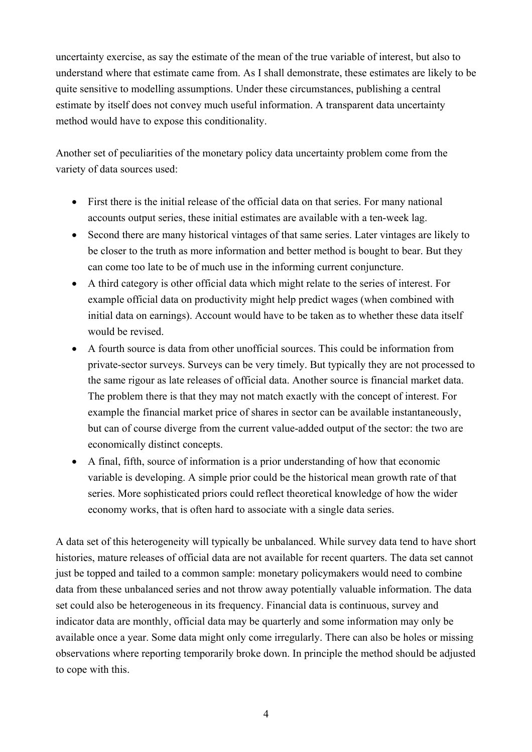uncertainty exercise, as say the estimate of the mean of the true variable of interest, but also to understand where that estimate came from. As I shall demonstrate, these estimates are likely to be quite sensitive to modelling assumptions. Under these circumstances, publishing a central estimate by itself does not convey much useful information. A transparent data uncertainty method would have to expose this conditionality.

Another set of peculiarities of the monetary policy data uncertainty problem come from the variety of data sources used:

- First there is the initial release of the official data on that series. For many national accounts output series, these initial estimates are available with a ten-week lag.
- Second there are many historical vintages of that same series. Later vintages are likely to be closer to the truth as more information and better method is bought to bear. But they can come too late to be of much use in the informing current conjuncture.
- A third category is other official data which might relate to the series of interest. For example official data on productivity might help predict wages (when combined with initial data on earnings). Account would have to be taken as to whether these data itself would be revised.
- A fourth source is data from other unofficial sources. This could be information from private-sector surveys. Surveys can be very timely. But typically they are not processed to the same rigour as late releases of official data. Another source is financial market data. The problem there is that they may not match exactly with the concept of interest. For example the financial market price of shares in sector can be available instantaneously, but can of course diverge from the current value-added output of the sector: the two are economically distinct concepts.
- A final, fifth, source of information is a prior understanding of how that economic variable is developing. A simple prior could be the historical mean growth rate of that series. More sophisticated priors could reflect theoretical knowledge of how the wider economy works, that is often hard to associate with a single data series.

A data set of this heterogeneity will typically be unbalanced. While survey data tend to have short histories, mature releases of official data are not available for recent quarters. The data set cannot just be topped and tailed to a common sample: monetary policymakers would need to combine data from these unbalanced series and not throw away potentially valuable information. The data set could also be heterogeneous in its frequency. Financial data is continuous, survey and indicator data are monthly, official data may be quarterly and some information may only be available once a year. Some data might only come irregularly. There can also be holes or missing observations where reporting temporarily broke down. In principle the method should be adjusted to cope with this.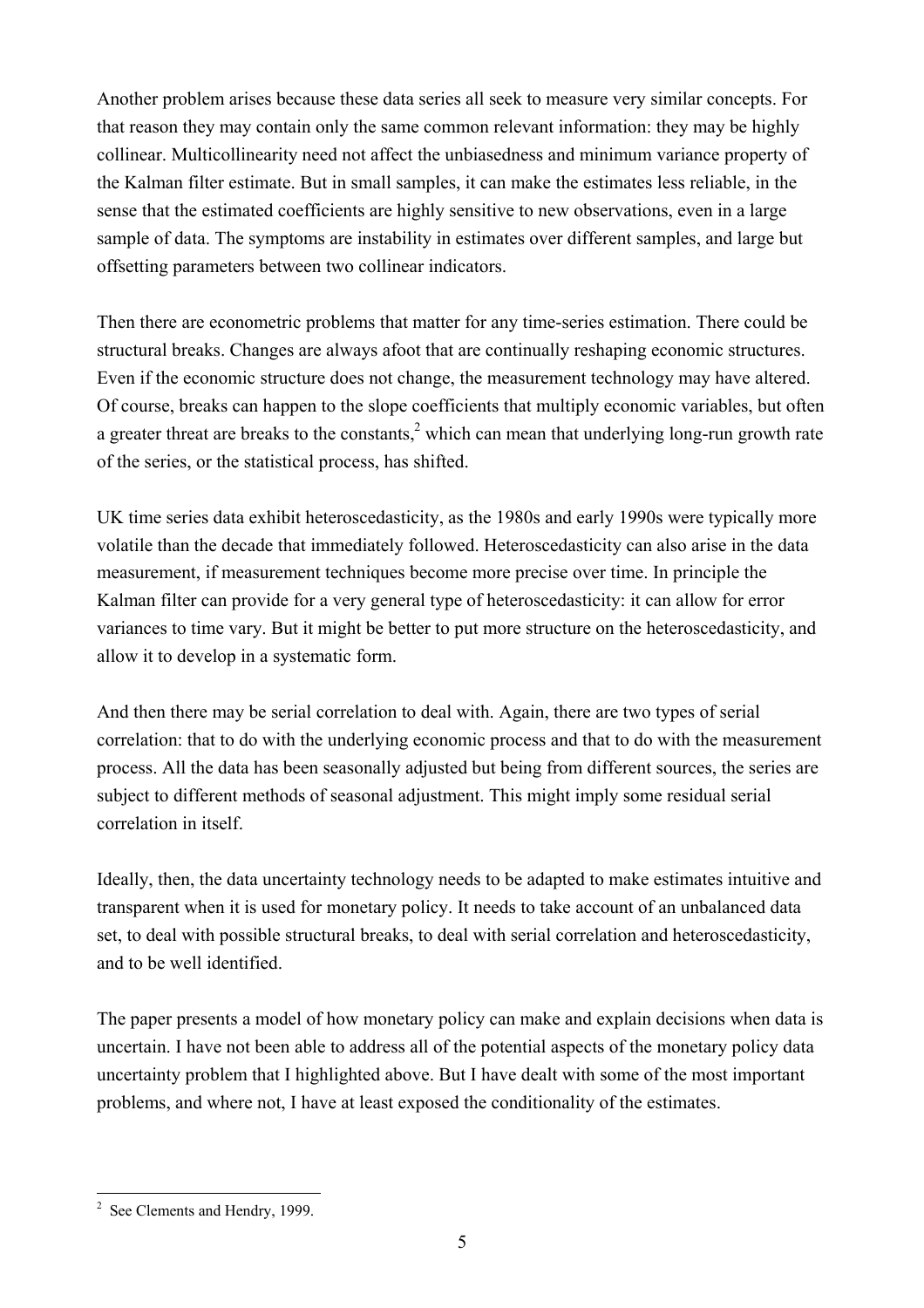Another problem arises because these data series all seek to measure very similar concepts. For that reason they may contain only the same common relevant information: they may be highly collinear. Multicollinearity need not affect the unbiasedness and minimum variance property of the Kalman filter estimate. But in small samples, it can make the estimates less reliable, in the sense that the estimated coefficients are highly sensitive to new observations, even in a large sample of data. The symptoms are instability in estimates over different samples, and large but offsetting parameters between two collinear indicators.

Then there are econometric problems that matter for any time-series estimation. There could be structural breaks. Changes are always afoot that are continually reshaping economic structures. Even if the economic structure does not change, the measurement technology may have altered. Of course, breaks can happen to the slope coefficients that multiply economic variables, but often a greater threat are breaks to the constants,[2] which can mean that underlying long-run growth rate of the series, or the statistical process, has shifted.

UK time series data exhibit heteroscedasticity, as the 1980s and early 1990s were typically more volatile than the decade that immediately followed. Heteroscedasticity can also arise in the data measurement, if measurement techniques become more precise over time. In principle the Kalman filter can provide for a very general type of heteroscedasticity: it can allow for error variances to time vary. But it might be better to put more structure on the heteroscedasticity, and allow it to develop in a systematic form.

And then there may be serial correlation to deal with. Again, there are two types of serial correlation: that to do with the underlying economic process and that to do with the measurement process. All the data has been seasonally adjusted but being from different sources, the series are subject to different methods of seasonal adjustment. This might imply some residual serial correlation in itself.

Ideally, then, the data uncertainty technology needs to be adapted to make estimates intuitive and transparent when it is used for monetary policy. It needs to take account of an unbalanced data set, to deal with possible structural breaks, to deal with serial correlation and heteroscedasticity, and to be well identified.

The paper presents a model of how monetary policy can make and explain decisions when data is uncertain. I have not been able to address all of the potential aspects of the monetary policy data uncertainty problem that I highlighted above. But I have dealt with some of the most important problems, and where not, I have at least exposed the conditionality of the estimates.

---

[2] See Clements and Hendry, 1999.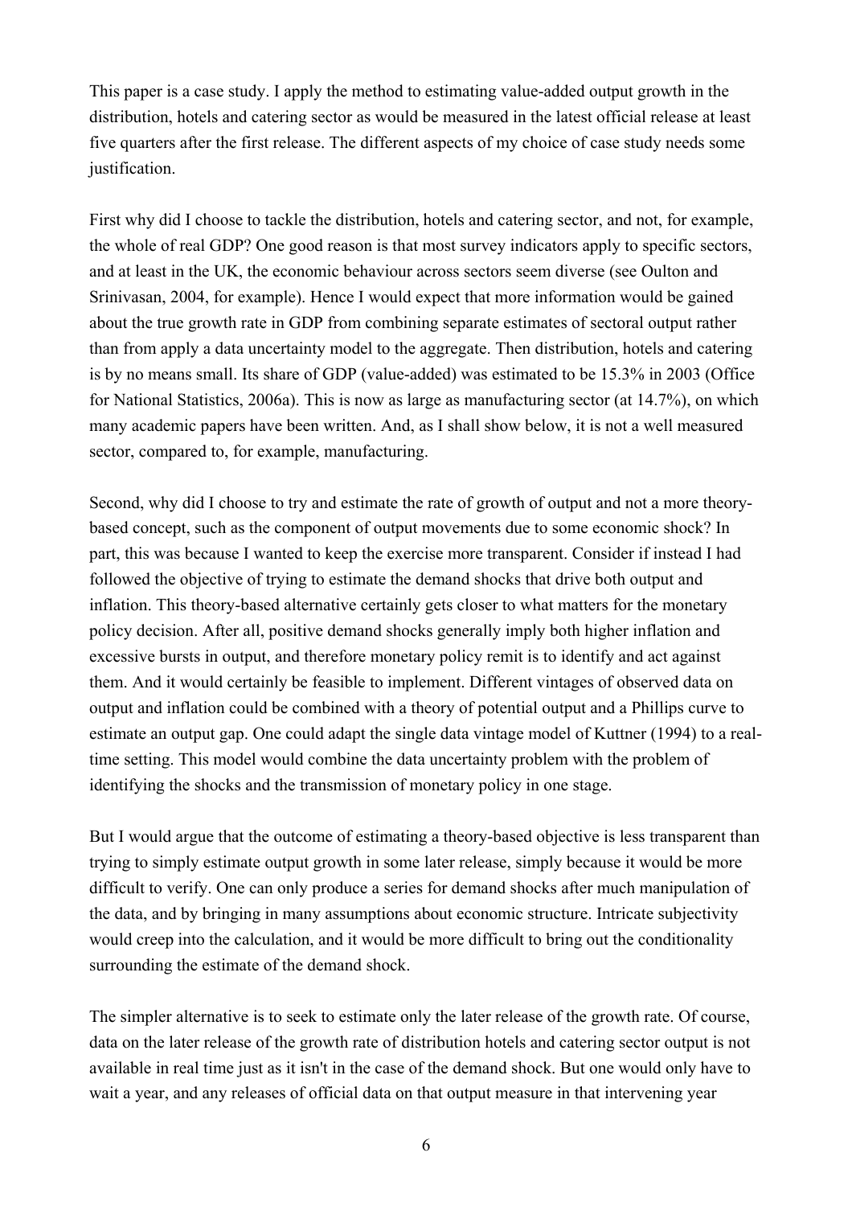This paper is a case study. I apply the method to estimating value-added output growth in the distribution, hotels and catering sector as would be measured in the latest official release at least five quarters after the first release. The different aspects of my choice of case study needs some justification.

First why did I choose to tackle the distribution, hotels and catering sector, and not, for example, the whole of real GDP? One good reason is that most survey indicators apply to specific sectors, and at least in the UK, the economic behaviour across sectors seem diverse (see Oulton and Srinivasan, 2004, for example). Hence I would expect that more information would be gained about the true growth rate in GDP from combining separate estimates of sectoral output rather than from apply a data uncertainty model to the aggregate. Then distribution, hotels and catering is by no means small. Its share of GDP (value-added) was estimated to be 15.3% in 2003 (Office for National Statistics, 2006a). This is now as large as manufacturing sector (at 14.7%), on which many academic papers have been written. And, as I shall show below, it is not a well measured sector, compared to, for example, manufacturing.

Second, why did I choose to try and estimate the rate of growth of output and not a more theory-based concept, such as the component of output movements due to some economic shock? In part, this was because I wanted to keep the exercise more transparent. Consider if instead I had followed the objective of trying to estimate the demand shocks that drive both output and inflation. This theory-based alternative certainly gets closer to what matters for the monetary policy decision. After all, positive demand shocks generally imply both higher inflation and excessive bursts in output, and therefore monetary policy remit is to identify and act against them. And it would certainly be feasible to implement. Different vintages of observed data on output and inflation could be combined with a theory of potential output and a Phillips curve to estimate an output gap. One could adapt the single data vintage model of Kuttner (1994) to a real-time setting. This model would combine the data uncertainty problem with the problem of identifying the shocks and the transmission of monetary policy in one stage.

But I would argue that the outcome of estimating a theory-based objective is less transparent than trying to simply estimate output growth in some later release, simply because it would be more difficult to verify. One can only produce a series for demand shocks after much manipulation of the data, and by bringing in many assumptions about economic structure. Intricate subjectivity would creep into the calculation, and it would be more difficult to bring out the conditionality surrounding the estimate of the demand shock.

The simpler alternative is to seek to estimate only the later release of the growth rate. Of course, data on the later release of the growth rate of distribution hotels and catering sector output is not available in real time just as it isn't in the case of the demand shock. But one would only have to wait a year, and any releases of official data on that output measure in that intervening year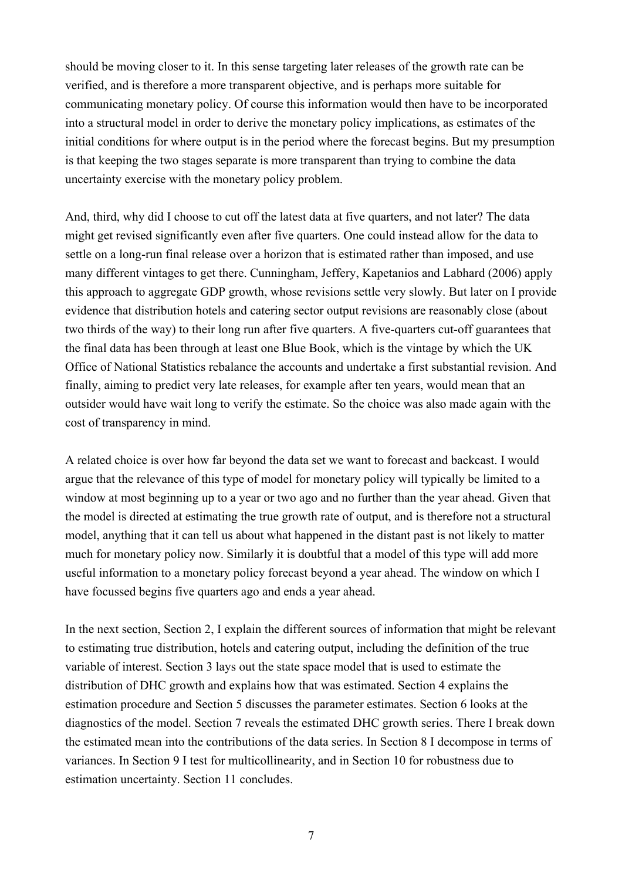should be moving closer to it. In this sense targeting later releases of the growth rate can be verified, and is therefore a more transparent objective, and is perhaps more suitable for communicating monetary policy. Of course this information would then have to be incorporated into a structural model in order to derive the monetary policy implications, as estimates of the initial conditions for where output is in the period where the forecast begins. But my presumption is that keeping the two stages separate is more transparent than trying to combine the data uncertainty exercise with the monetary policy problem.

And, third, why did I choose to cut off the latest data at five quarters, and not later? The data might get revised significantly even after five quarters. One could instead allow for the data to settle on a long-run final release over a horizon that is estimated rather than imposed, and use many different vintages to get there. Cunningham, Jeffery, Kapetanios and Labhard (2006) apply this approach to aggregate GDP growth, whose revisions settle very slowly. But later on I provide evidence that distribution hotels and catering sector output revisions are reasonably close (about two thirds of the way) to their long run after five quarters. A five-quarters cut-off guarantees that the final data has been through at least one Blue Book, which is the vintage by which the UK Office of National Statistics rebalance the accounts and undertake a first substantial revision. And finally, aiming to predict very late releases, for example after ten years, would mean that an outsider would have wait long to verify the estimate. So the choice was also made again with the cost of transparency in mind.

A related choice is over how far beyond the data set we want to forecast and backcast. I would argue that the relevance of this type of model for monetary policy will typically be limited to a window at most beginning up to a year or two ago and no further than the year ahead. Given that the model is directed at estimating the true growth rate of output, and is therefore not a structural model, anything that it can tell us about what happened in the distant past is not likely to matter much for monetary policy now. Similarly it is doubtful that a model of this type will add more useful information to a monetary policy forecast beyond a year ahead. The window on which I have focussed begins five quarters ago and ends a year ahead.

In the next section, Section 2, I explain the different sources of information that might be relevant to estimating true distribution, hotels and catering output, including the definition of the true variable of interest. Section 3 lays out the state space model that is used to estimate the distribution of DHC growth and explains how that was estimated. Section 4 explains the estimation procedure and Section 5 discusses the parameter estimates. Section 6 looks at the diagnostics of the model. Section 7 reveals the estimated DHC growth series. There I break down the estimated mean into the contributions of the data series. In Section 8 I decompose in terms of variances. In Section 9 I test for multicollinearity, and in Section 10 for robustness due to estimation uncertainty. Section 11 concludes.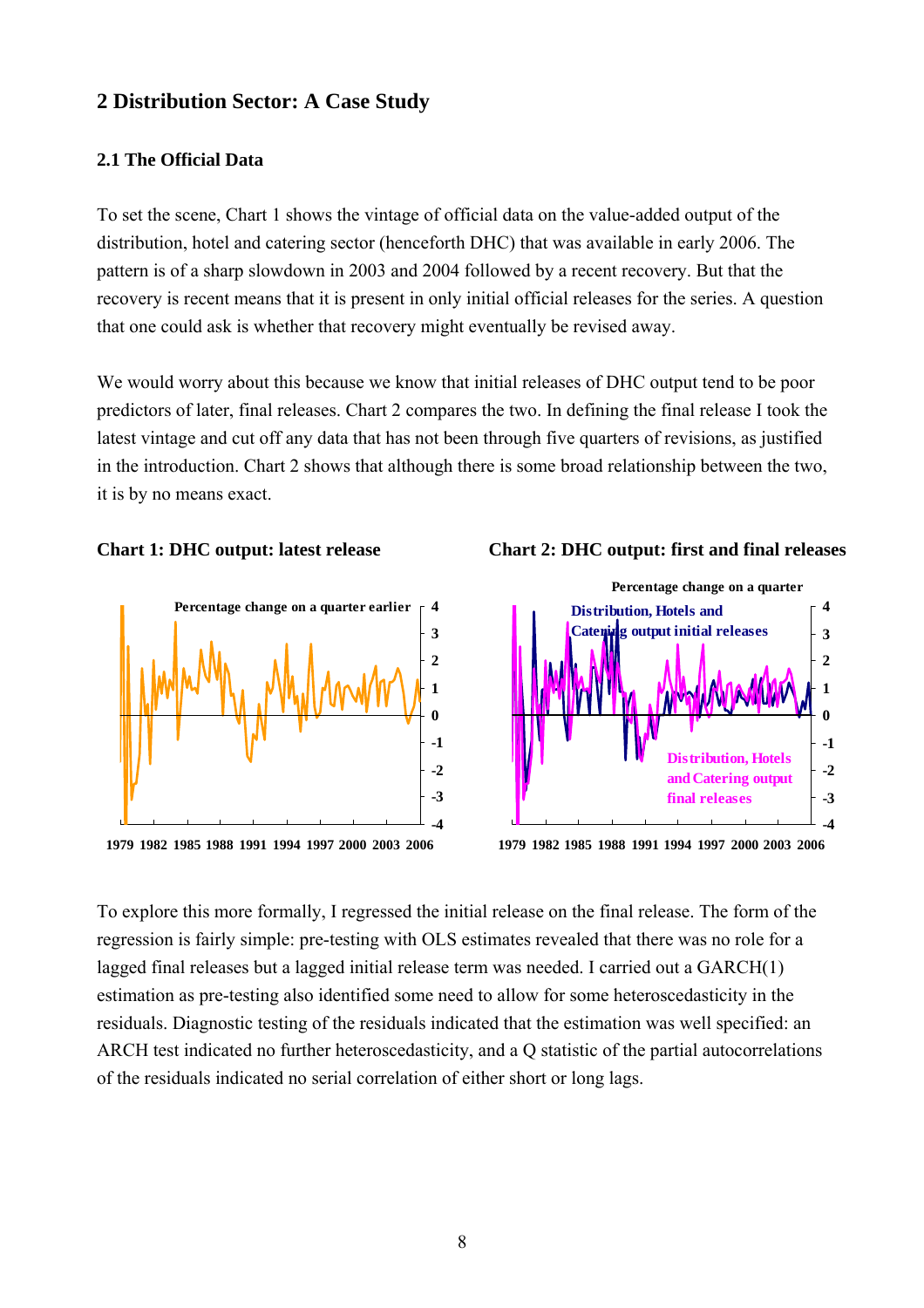## 2 Distribution Sector: A Case Study

### 2.1 The Official Data

To set the scene, Chart 1 shows the vintage of official data on the value-added output of the distribution, hotel and catering sector (henceforth DHC) that was available in early 2006. The pattern is of a sharp slowdown in 2003 and 2004 followed by a recent recovery. But that the recovery is recent means that it is present in only initial official releases for the series. A question that one could ask is whether that recovery might eventually be revised away.

We would worry about this because we know that initial releases of DHC output tend to be poor predictors of later, final releases. Chart 2 compares the two. In defining the final release I took the latest vintage and cut off any data that has not been through five quarters of revisions, as justified in the introduction. Chart 2 shows that although there is some broad relationship between the two, it is by no means exact.

**Chart 1: DHC output: latest release**

**Chart 2: DHC output: first and final releases**

To explore this more formally, I regressed the initial release on the final release. The form of the regression is fairly simple: pre-testing with OLS estimates revealed that there was no role for a lagged final releases but a lagged initial release term was needed. I carried out a GARCH(1) estimation as pre-testing also identified some need to allow for some heteroscedasticity in the residuals. Diagnostic testing of the residuals indicated that the estimation was well specified: an ARCH test indicated no further heteroscedasticity, and a Q statistic of the partial autocorrelations of the residuals indicated no serial correlation of either short or long lags.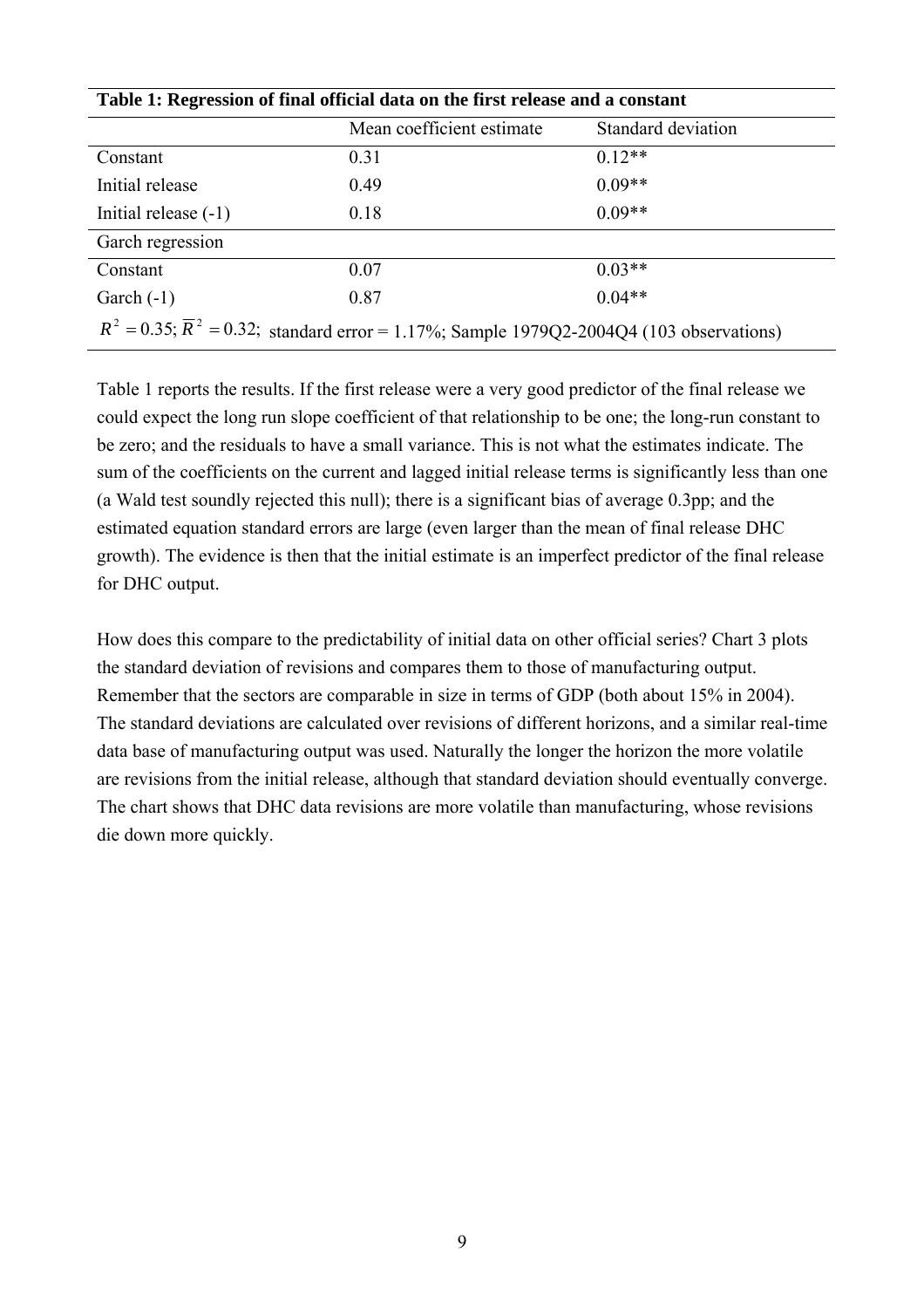**Table 1: Regression of final official data on the first release and a constant**

| | Mean coefficient estimate | Standard deviation |
|---|---|---|
| Constant | 0.31 | 0.12** |
| Initial release | 0.49 | 0.09** |
| Initial release (-1) | 0.18 | 0.09** |
| Garch regression | | |
| Constant | 0.07 | 0.03** |
| Garch (-1) | 0.87 | 0.04** |
| $R^2 = 0.35$; $\overline{R}^2 = 0.32$; standard error = 1.17%; Sample 1979Q2-2004Q4 (103 observations) | | |

Table 1 reports the results. If the first release were a very good predictor of the final release we could expect the long run slope coefficient of that relationship to be one; the long-run constant to be zero; and the residuals to have a small variance. This is not what the estimates indicate. The sum of the coefficients on the current and lagged initial release terms is significantly less than one (a Wald test soundly rejected this null); there is a significant bias of average 0.3pp; and the estimated equation standard errors are large (even larger than the mean of final release DHC growth). The evidence is then that the initial estimate is an imperfect predictor of the final release for DHC output.

How does this compare to the predictability of initial data on other official series? Chart 3 plots the standard deviation of revisions and compares them to those of manufacturing output. Remember that the sectors are comparable in size in terms of GDP (both about 15% in 2004). The standard deviations are calculated over revisions of different horizons, and a similar real-time data base of manufacturing output was used. Naturally the longer the horizon the more volatile are revisions from the initial release, although that standard deviation should eventually converge. The chart shows that DHC data revisions are more volatile than manufacturing, whose revisions die down more quickly.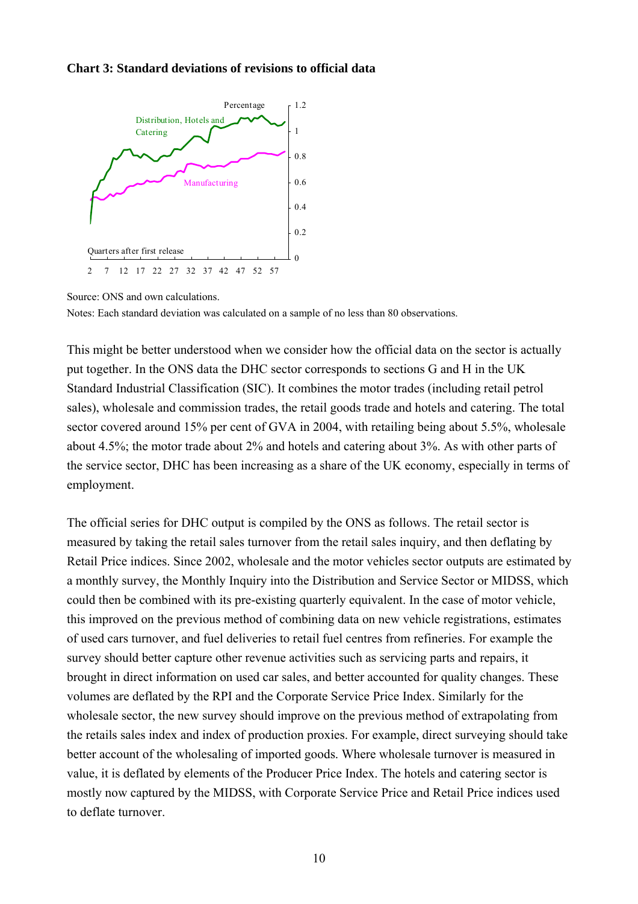**Chart 3: Standard deviations of revisions to official data**

Source: ONS and own calculations.

Notes: Each standard deviation was calculated on a sample of no less than 80 observations.

This might be better understood when we consider how the official data on the sector is actually put together. In the ONS data the DHC sector corresponds to sections G and H in the UK Standard Industrial Classification (SIC). It combines the motor trades (including retail petrol sales), wholesale and commission trades, the retail goods trade and hotels and catering. The total sector covered around 15% per cent of GVA in 2004, with retailing being about 5.5%, wholesale about 4.5%; the motor trade about 2% and hotels and catering about 3%. As with other parts of the service sector, DHC has been increasing as a share of the UK economy, especially in terms of employment.

The official series for DHC output is compiled by the ONS as follows. The retail sector is measured by taking the retail sales turnover from the retail sales inquiry, and then deflating by Retail Price indices. Since 2002, wholesale and the motor vehicles sector outputs are estimated by a monthly survey, the Monthly Inquiry into the Distribution and Service Sector or MIDSS, which could then be combined with its pre-existing quarterly equivalent. In the case of motor vehicle, this improved on the previous method of combining data on new vehicle registrations, estimates of used cars turnover, and fuel deliveries to retail fuel centres from refineries. For example the survey should better capture other revenue activities such as servicing parts and repairs, it brought in direct information on used car sales, and better accounted for quality changes. These volumes are deflated by the RPI and the Corporate Service Price Index. Similarly for the wholesale sector, the new survey should improve on the previous method of extrapolating from the retails sales index and index of production proxies. For example, direct surveying should take better account of the wholesaling of imported goods. Where wholesale turnover is measured in value, it is deflated by elements of the Producer Price Index. The hotels and catering sector is mostly now captured by the MIDSS, with Corporate Service Price and Retail Price indices used to deflate turnover.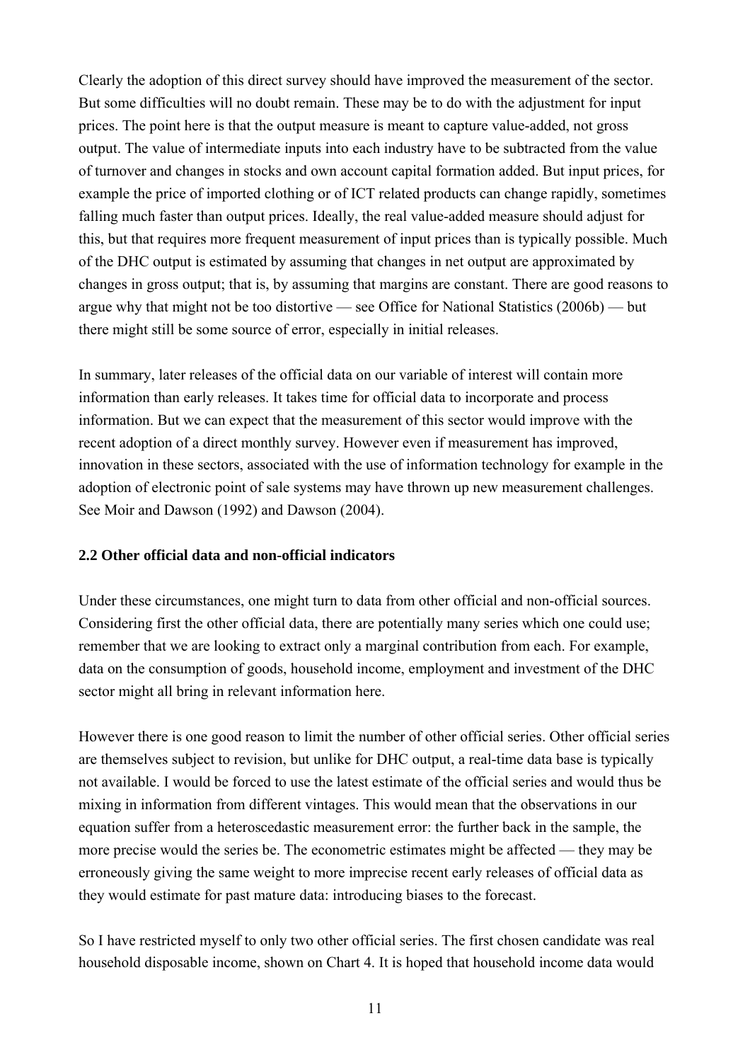Clearly the adoption of this direct survey should have improved the measurement of the sector. But some difficulties will no doubt remain. These may be to do with the adjustment for input prices. The point here is that the output measure is meant to capture value-added, not gross output. The value of intermediate inputs into each industry have to be subtracted from the value of turnover and changes in stocks and own account capital formation added. But input prices, for example the price of imported clothing or of ICT related products can change rapidly, sometimes falling much faster than output prices. Ideally, the real value-added measure should adjust for this, but that requires more frequent measurement of input prices than is typically possible. Much of the DHC output is estimated by assuming that changes in net output are approximated by changes in gross output; that is, by assuming that margins are constant. There are good reasons to argue why that might not be too distortive — see Office for National Statistics (2006b) — but there might still be some source of error, especially in initial releases.

In summary, later releases of the official data on our variable of interest will contain more information than early releases. It takes time for official data to incorporate and process information. But we can expect that the measurement of this sector would improve with the recent adoption of a direct monthly survey. However even if measurement has improved, innovation in these sectors, associated with the use of information technology for example in the adoption of electronic point of sale systems may have thrown up new measurement challenges. See Moir and Dawson (1992) and Dawson (2004).

### 2.2 Other official data and non-official indicators

Under these circumstances, one might turn to data from other official and non-official sources. Considering first the other official data, there are potentially many series which one could use; remember that we are looking to extract only a marginal contribution from each. For example, data on the consumption of goods, household income, employment and investment of the DHC sector might all bring in relevant information here.

However there is one good reason to limit the number of other official series. Other official series are themselves subject to revision, but unlike for DHC output, a real-time data base is typically not available. I would be forced to use the latest estimate of the official series and would thus be mixing in information from different vintages. This would mean that the observations in our equation suffer from a heteroscedastic measurement error: the further back in the sample, the more precise would the series be. The econometric estimates might be affected — they may be erroneously giving the same weight to more imprecise recent early releases of official data as they would estimate for past mature data: introducing biases to the forecast.

So I have restricted myself to only two other official series. The first chosen candidate was real household disposable income, shown on Chart 4. It is hoped that household income data would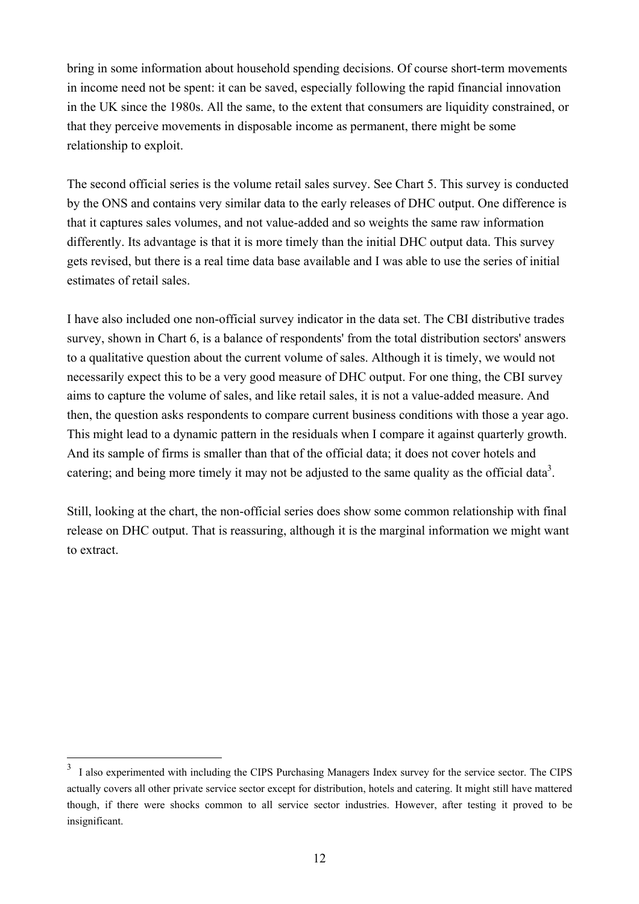bring in some information about household spending decisions. Of course short-term movements in income need not be spent: it can be saved, especially following the rapid financial innovation in the UK since the 1980s. All the same, to the extent that consumers are liquidity constrained, or that they perceive movements in disposable income as permanent, there might be some relationship to exploit.

The second official series is the volume retail sales survey. See Chart 5. This survey is conducted by the ONS and contains very similar data to the early releases of DHC output. One difference is that it captures sales volumes, and not value-added and so weights the same raw information differently. Its advantage is that it is more timely than the initial DHC output data. This survey gets revised, but there is a real time data base available and I was able to use the series of initial estimates of retail sales.

I have also included one non-official survey indicator in the data set. The CBI distributive trades survey, shown in Chart 6, is a balance of respondents' from the total distribution sectors' answers to a qualitative question about the current volume of sales. Although it is timely, we would not necessarily expect this to be a very good measure of DHC output. For one thing, the CBI survey aims to capture the volume of sales, and like retail sales, it is not a value-added measure. And then, the question asks respondents to compare current business conditions with those a year ago. This might lead to a dynamic pattern in the residuals when I compare it against quarterly growth. And its sample of firms is smaller than that of the official data; it does not cover hotels and catering; and being more timely it may not be adjusted to the same quality as the official data[3].

Still, looking at the chart, the non-official series does show some common relationship with final release on DHC output. That is reassuring, although it is the marginal information we might want to extract.

---

[3] I also experimented with including the CIPS Purchasing Managers Index survey for the service sector. The CIPS actually covers all other private service sector except for distribution, hotels and catering. It might still have mattered though, if there were shocks common to all service sector industries. However, after testing it proved to be insignificant.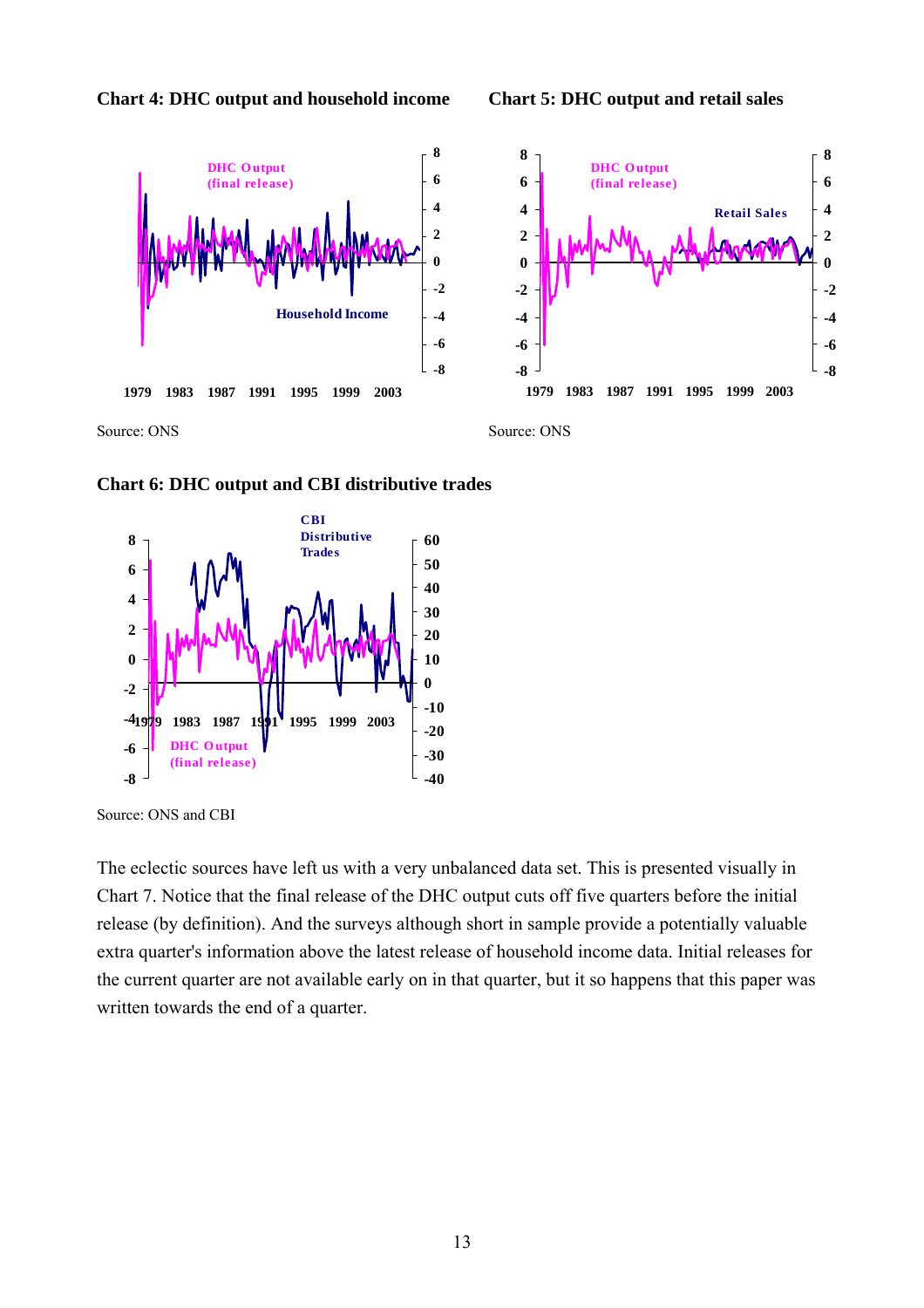**Chart 4: DHC output and household income**

Source: ONS

**Chart 5: DHC output and retail sales**

Source: ONS

**Chart 6: DHC output and CBI distributive trades**

Source: ONS and CBI

The eclectic sources have left us with a very unbalanced data set. This is presented visually in Chart 7. Notice that the final release of the DHC output cuts off five quarters before the initial release (by definition). And the surveys although short in sample provide a potentially valuable extra quarter's information above the latest release of household income data. Initial releases for the current quarter are not available early on in that quarter, but it so happens that this paper was written towards the end of a quarter.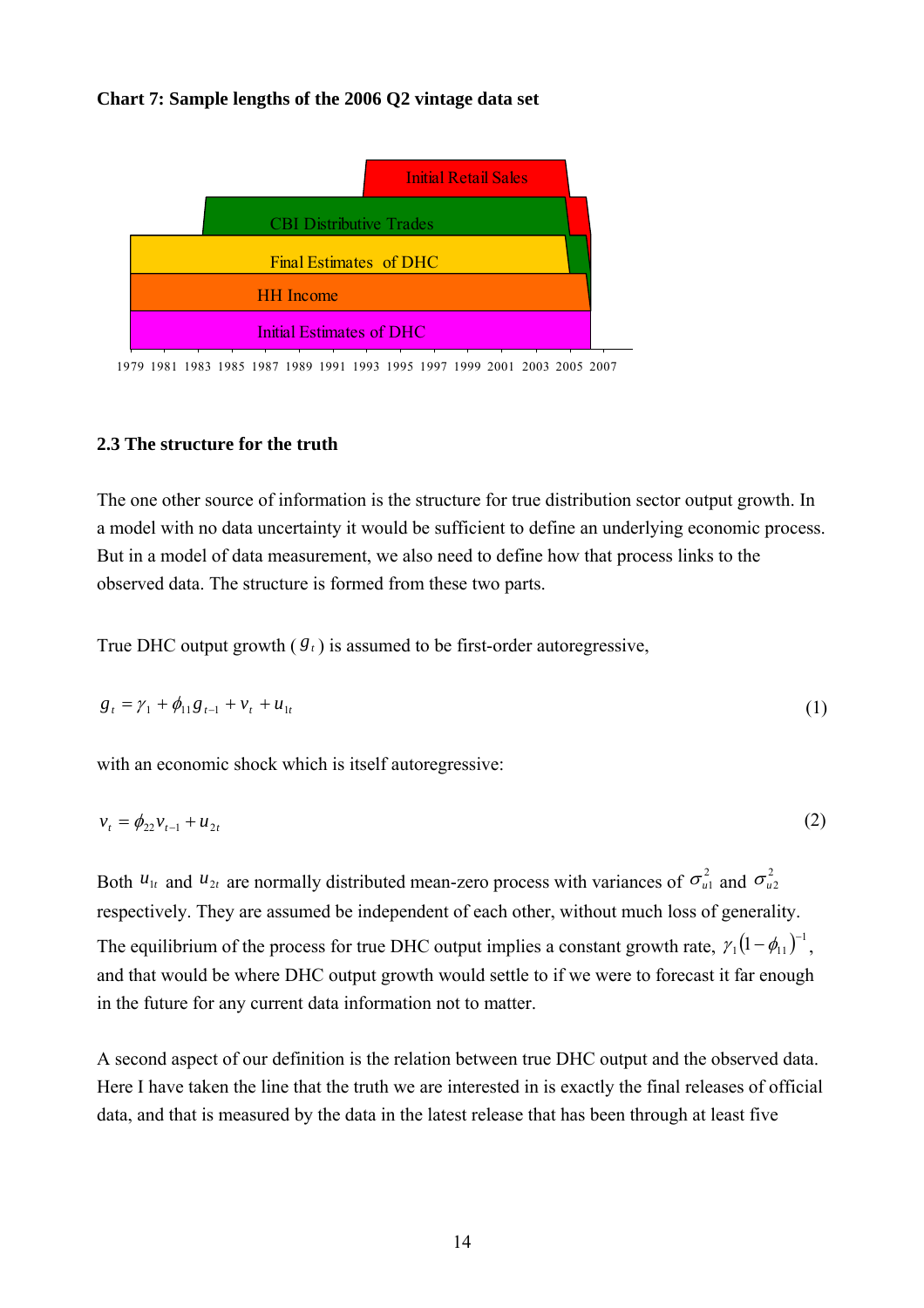**Chart 7: Sample lengths of the 2006 Q2 vintage data set**

Initial Retail Sales

CBI Distributive Trades

Final Estimates of DHC

HH Income

Initial Estimates of DHC

1979 1981 1983 1985 1987 1989 1991 1993 1995 1997 1999 2001 2003 2005 2007

### 2.3 The structure for the truth

The one other source of information is the structure for true distribution sector output growth. In a model with no data uncertainty it would be sufficient to define an underlying economic process. But in a model of data measurement, we also need to define how that process links to the observed data. The structure is formed from these two parts.

True DHC output growth ( $g_t$ ) is assumed to be first-order autoregressive,

$$g_t = \gamma_1 + \phi_{11} g_{t-1} + v_t + u_{1t} \tag{1}$$

with an economic shock which is itself autoregressive:

$$v_t = \phi_{22} v_{t-1} + u_{2t} \tag{2}$$

Both $u_{1t}$ and $u_{2t}$ are normally distributed mean-zero process with variances of $\sigma_{u1}^2$ and $\sigma_{u2}^2$ respectively. They are assumed be independent of each other, without much loss of generality. The equilibrium of the process for true DHC output implies a constant growth rate, $\gamma_1 (1-\phi_{11})^{-1}$, and that would be where DHC output growth would settle to if we were to forecast it far enough in the future for any current data information not to matter.

A second aspect of our definition is the relation between true DHC output and the observed data. Here I have taken the line that the truth we are interested in is exactly the final releases of official data, and that is measured by the data in the latest release that has been through at least five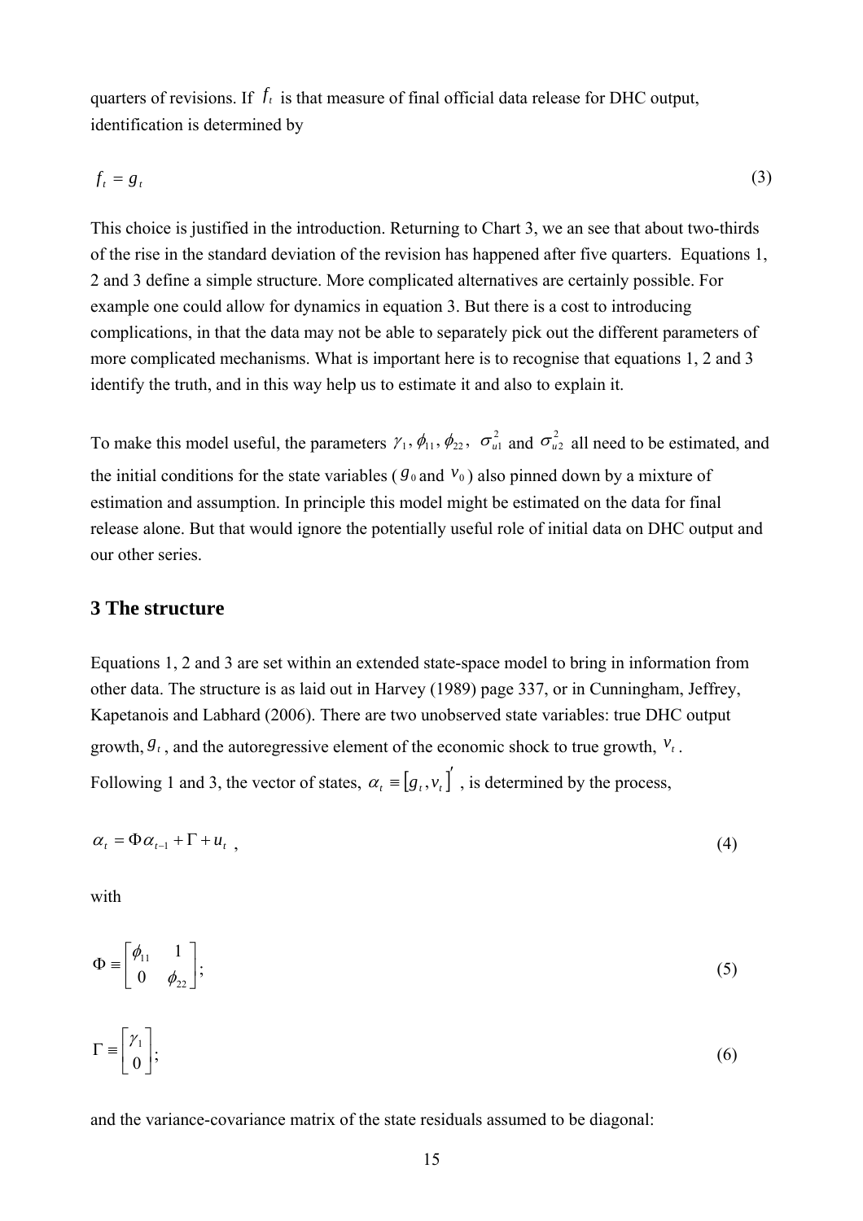quarters of revisions. If $f_t$ is that measure of final official data release for DHC output, identification is determined by

$$f_t = g_t \tag{3}$$

This choice is justified in the introduction. Returning to Chart 3, we an see that about two-thirds of the rise in the standard deviation of the revision has happened after five quarters. Equations 1, 2 and 3 define a simple structure. More complicated alternatives are certainly possible. For example one could allow for dynamics in equation 3. But there is a cost to introducing complications, in that the data may not be able to separately pick out the different parameters of more complicated mechanisms. What is important here is to recognise that equations 1, 2 and 3 identify the truth, and in this way help us to estimate it and also to explain it.

To make this model useful, the parameters $\gamma_1, \phi_{11}, \phi_{22}$, $\sigma^2_{u1}$ and $\sigma^2_{u2}$ all need to be estimated, and the initial conditions for the state variables ($g_0$ and $v_0$) also pinned down by a mixture of estimation and assumption. In principle this model might be estimated on the data for final release alone. But that would ignore the potentially useful role of initial data on DHC output and our other series.

## 3 The structure

Equations 1, 2 and 3 are set within an extended state-space model to bring in information from other data. The structure is as laid out in Harvey (1989) page 337, or in Cunningham, Jeffrey, Kapetanois and Labhard (2006). There are two unobserved state variables: true DHC output growth, $g_t$, and the autoregressive element of the economic shock to true growth, $v_t$. Following 1 and 3, the vector of states, $\alpha_t \equiv [g_t, v_t]'$, is determined by the process,

$$\alpha_t = \Phi\alpha_{t-1} + \Gamma + u_t \,, \tag{4}$$

with

$$\Phi \equiv \begin{bmatrix} \phi_{11} & 1 \\ 0 & \phi_{22} \end{bmatrix}; \tag{5}$$

$$\Gamma \equiv \begin{bmatrix} \gamma_1 \\ 0 \end{bmatrix}; \tag{6}$$

and the variance-covariance matrix of the state residuals assumed to be diagonal: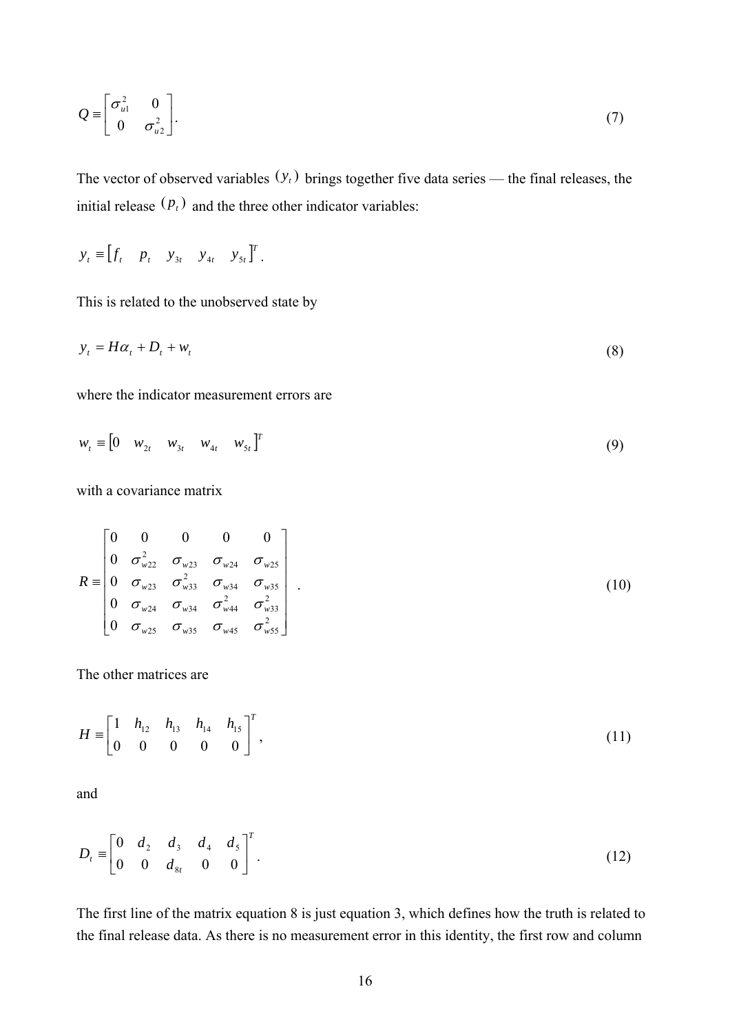$$Q \equiv \begin{bmatrix} \sigma_{u1}^2 & 0 \\ 0 & \sigma_{u2}^2 \end{bmatrix}. \tag{7}$$

The vector of observed variables $(y_t)$ brings together five data series — the final releases, the initial release $(p_t)$ and the three other indicator variables:

$$y_t \equiv \begin{bmatrix} f_t & p_t & y_{3t} & y_{4t} & y_{5t} \end{bmatrix}^T.$$

This is related to the unobserved state by

$$y_t = H\alpha_t + D_t + w_t \tag{8}$$

where the indicator measurement errors are

$$w_t \equiv \begin{bmatrix} 0 & w_{2t} & w_{3t} & w_{4t} & w_{5t} \end{bmatrix}^T \tag{9}$$

with a covariance matrix

$$R \equiv \begin{bmatrix} 0 & 0 & 0 & 0 & 0 \\ 0 & \sigma_{w22}^2 & \sigma_{w23} & \sigma_{w24} & \sigma_{w25} \\ 0 & \sigma_{w23} & \sigma_{w33}^2 & \sigma_{w34} & \sigma_{w35} \\ 0 & \sigma_{w24} & \sigma_{w34} & \sigma_{w44}^2 & \sigma_{w33}^2 \\ 0 & \sigma_{w25} & \sigma_{w35} & \sigma_{w45} & \sigma_{w55}^2 \end{bmatrix}. \tag{10}$$

The other matrices are

$$H \equiv \begin{bmatrix} 1 & h_{12} & h_{13} & h_{14} & h_{15} \\ 0 & 0 & 0 & 0 & 0 \end{bmatrix}^T, \tag{11}$$

and

$$D_t \equiv \begin{bmatrix} 0 & d_2 & d_3 & d_4 & d_5 \\ 0 & 0 & d_{8t} & 0 & 0 \end{bmatrix}^T. \tag{12}$$

The first line of the matrix equation 8 is just equation 3, which defines how the truth is related to the final release data. As there is no measurement error in this identity, the first row and column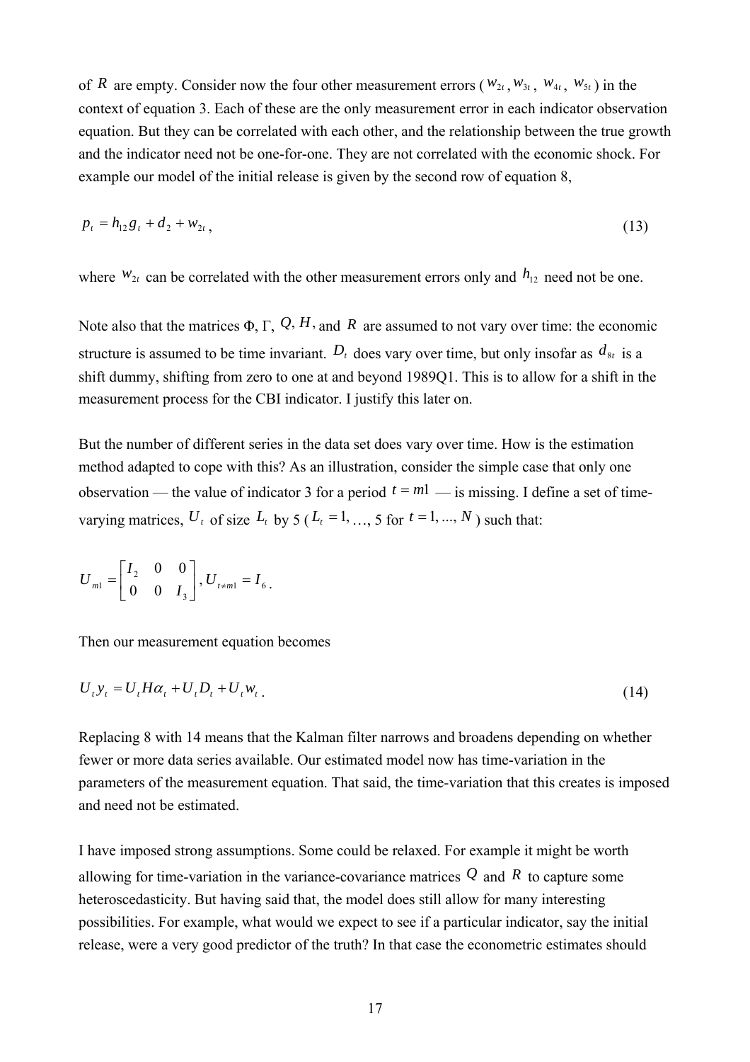of $R$ are empty. Consider now the four other measurement errors ($w_{2t}$, $w_{3t}$, $w_{4t}$, $w_{5t}$) in the context of equation 3. Each of these are the only measurement error in each indicator observation equation. But they can be correlated with each other, and the relationship between the true growth and the indicator need not be one-for-one. They are not correlated with the economic shock. For example our model of the initial release is given by the second row of equation 8,

$$p_t = h_{12} g_t + d_2 + w_{2t}\,, \tag{13}$$

where $w_{2t}$ can be correlated with the other measurement errors only and $h_{12}$ need not be one.

Note also that the matrices $\Phi$, $\Gamma$, $Q$, $H$, and $R$ are assumed to not vary over time: the economic structure is assumed to be time invariant. $D_t$ does vary over time, but only insofar as $d_{8t}$ is a shift dummy, shifting from zero to one at and beyond 1989Q1. This is to allow for a shift in the measurement process for the CBI indicator. I justify this later on.

But the number of different series in the data set does vary over time. How is the estimation method adapted to cope with this? As an illustration, consider the simple case that only one observation — the value of indicator 3 for a period $t = m1$ — is missing. I define a set of time-varying matrices, $U_t$ of size $L_t$ by 5 ($L_t = 1$, …, 5 for $t = 1, ..., N$) such that:

$$U_{m1} = \begin{bmatrix} I_2 & 0 & 0 \\ 0 & 0 & I_3 \end{bmatrix}, U_{t \neq m1} = I_6 \,.$$

Then our measurement equation becomes

$$U_t y_t = U_t H \alpha_t + U_t D_t + U_t w_t \,. \tag{14}$$

Replacing 8 with 14 means that the Kalman filter narrows and broadens depending on whether fewer or more data series available. Our estimated model now has time-variation in the parameters of the measurement equation. That said, the time-variation that this creates is imposed and need not be estimated.

I have imposed strong assumptions. Some could be relaxed. For example it might be worth allowing for time-variation in the variance-covariance matrices $Q$ and $R$ to capture some heteroscedasticity. But having said that, the model does still allow for many interesting possibilities. For example, what would we expect to see if a particular indicator, say the initial release, were a very good predictor of the truth? In that case the econometric estimates should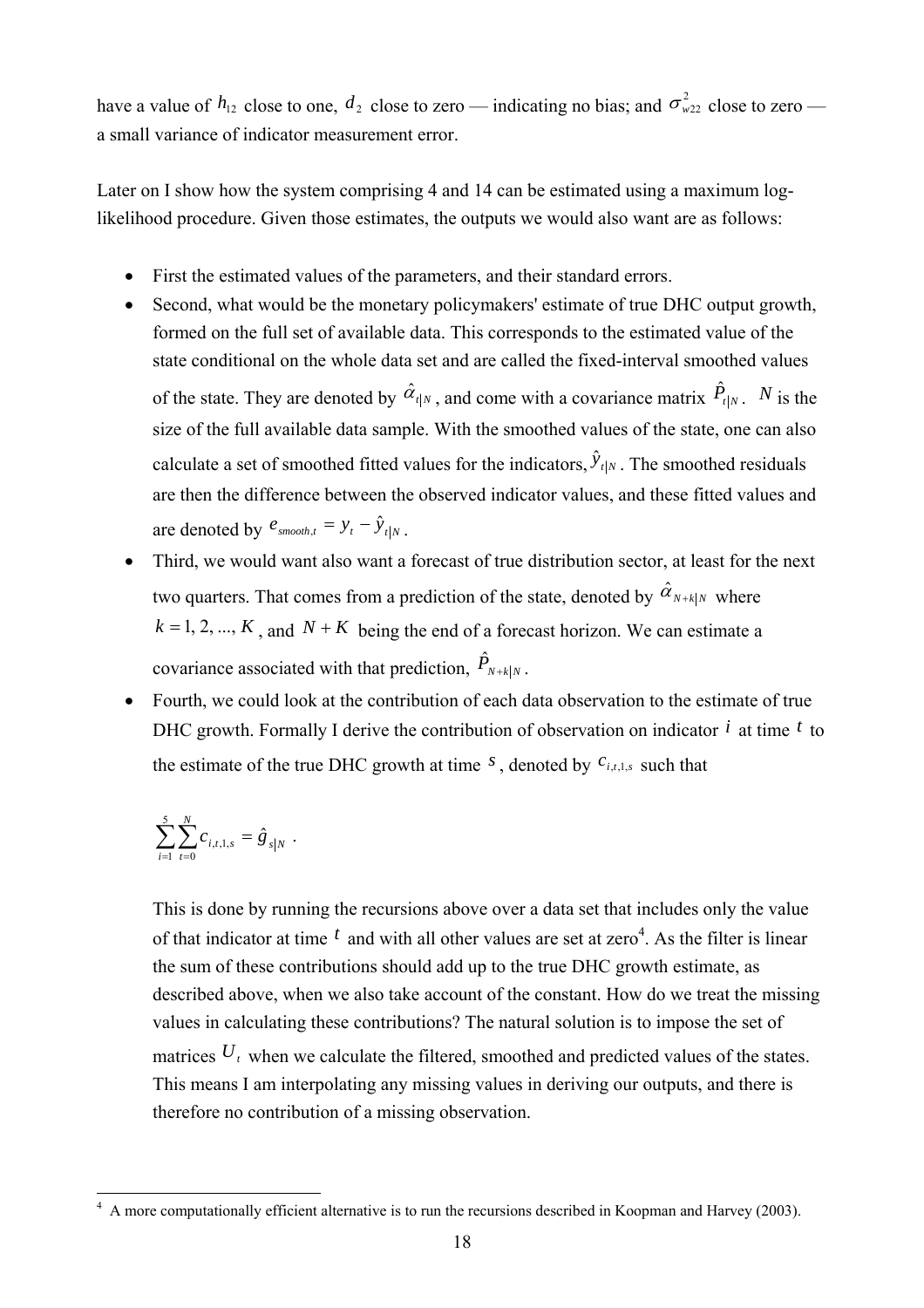have a value of $h_{12}$ close to one, $d_2$ close to zero — indicating no bias; and $\sigma^2_{w22}$ close to zero — a small variance of indicator measurement error.

Later on I show how the system comprising 4 and 14 can be estimated using a maximum log-likelihood procedure. Given those estimates, the outputs we would also want are as follows:

- First the estimated values of the parameters, and their standard errors.
- Second, what would be the monetary policymakers' estimate of true DHC output growth, formed on the full set of available data. This corresponds to the estimated value of the state conditional on the whole data set and are called the fixed-interval smoothed values of the state. They are denoted by $\hat{\alpha}_{t|N}$, and come with a covariance matrix $\hat{P}_{t|N}$. $N$ is the size of the full available data sample. With the smoothed values of the state, one can also calculate a set of smoothed fitted values for the indicators, $\hat{y}_{t|N}$. The smoothed residuals are then the difference between the observed indicator values, and these fitted values and are denoted by $e_{smooth,t} = y_t - \hat{y}_{t|N}$.
- Third, we would want also want a forecast of true distribution sector, at least for the next two quarters. That comes from a prediction of the state, denoted by $\hat{\alpha}_{N+k|N}$ where $k = 1, 2, ..., K$, and $N + K$ being the end of a forecast horizon. We can estimate a covariance associated with that prediction, $\hat{P}_{N+k|N}$.
- Fourth, we could look at the contribution of each data observation to the estimate of true DHC growth. Formally I derive the contribution of observation on indicator $i$ at time $t$ to the estimate of the true DHC growth at time $s$, denoted by $c_{i,t,1,s}$ such that

  $$\sum_{i=1}^{5}\sum_{t=0}^{N} c_{i,t,1,s} = \hat{g}_{s|N} \; .$$

  This is done by running the recursions above over a data set that includes only the value of that indicator at time $t$ and with all other values are set at zero[4]. As the filter is linear the sum of these contributions should add up to the true DHC growth estimate, as described above, when we also take account of the constant. How do we treat the missing values in calculating these contributions? The natural solution is to impose the set of matrices $U_t$ when we calculate the filtered, smoothed and predicted values of the states. This means I am interpolating any missing values in deriving our outputs, and there is therefore no contribution of a missing observation.

---

[4] A more computationally efficient alternative is to run the recursions described in Koopman and Harvey (2003).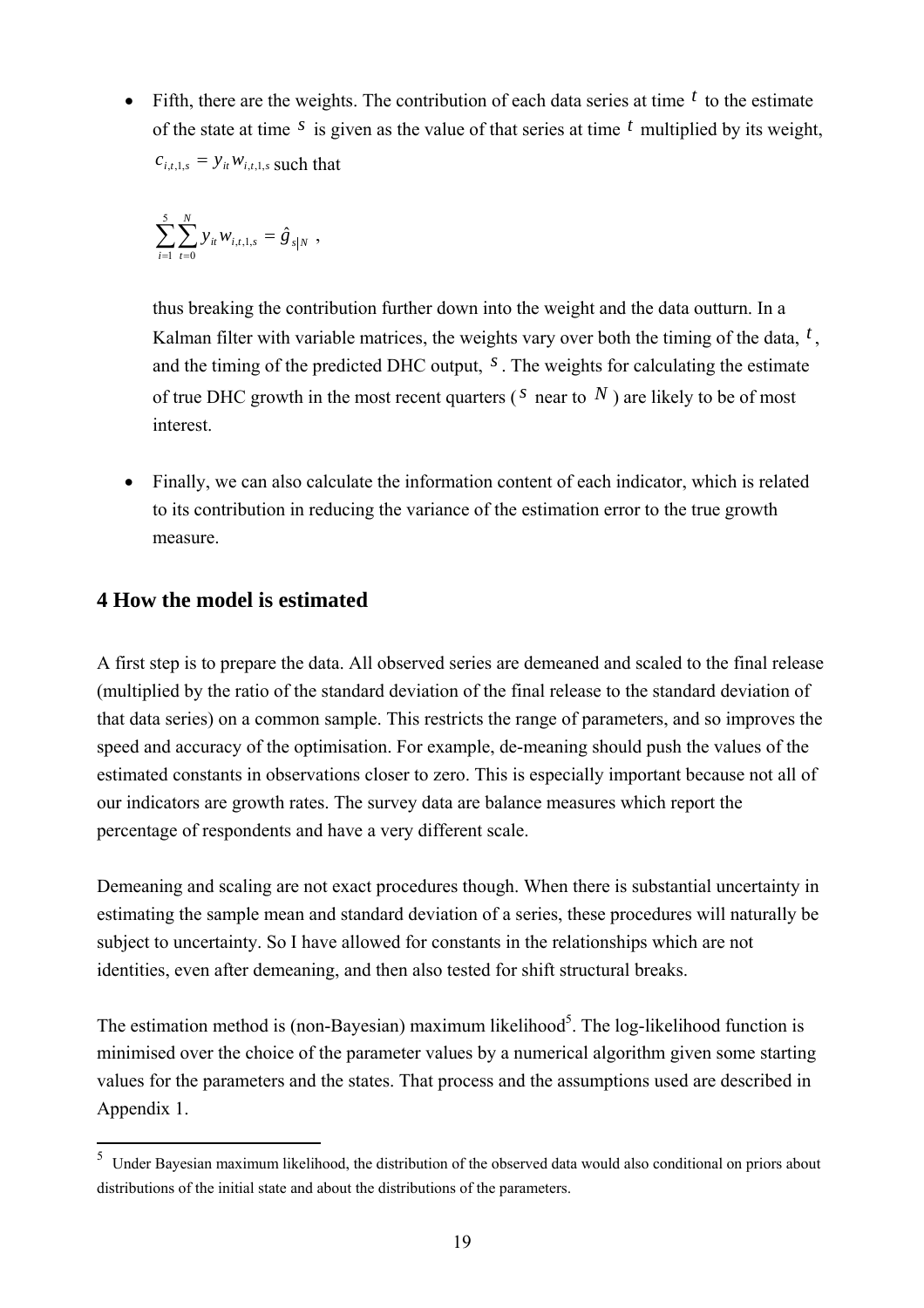- Fifth, there are the weights. The contribution of each data series at time $t$ to the estimate of the state at time $s$ is given as the value of that series at time $t$ multiplied by its weight, $c_{i,t,1,s} = y_{it} w_{i,t,1,s}$ such that

  $$\sum_{i=1}^{5} \sum_{t=0}^{N} y_{it} w_{i,t,1,s} = \hat{g}_{s|N} \ ,$$

  thus breaking the contribution further down into the weight and the data outturn. In a Kalman filter with variable matrices, the weights vary over both the timing of the data, $t$, and the timing of the predicted DHC output, $s$. The weights for calculating the estimate of true DHC growth in the most recent quarters ($s$ near to $N$) are likely to be of most interest.

- Finally, we can also calculate the information content of each indicator, which is related to its contribution in reducing the variance of the estimation error to the true growth measure.

## 4 How the model is estimated

A first step is to prepare the data. All observed series are demeaned and scaled to the final release (multiplied by the ratio of the standard deviation of the final release to the standard deviation of that data series) on a common sample. This restricts the range of parameters, and so improves the speed and accuracy of the optimisation. For example, de-meaning should push the values of the estimated constants in observations closer to zero. This is especially important because not all of our indicators are growth rates. The survey data are balance measures which report the percentage of respondents and have a very different scale.

Demeaning and scaling are not exact procedures though. When there is substantial uncertainty in estimating the sample mean and standard deviation of a series, these procedures will naturally be subject to uncertainty. So I have allowed for constants in the relationships which are not identities, even after demeaning, and then also tested for shift structural breaks.

The estimation method is (non-Bayesian) maximum likelihood[5]. The log-likelihood function is minimised over the choice of the parameter values by a numerical algorithm given some starting values for the parameters and the states. That process and the assumptions used are described in Appendix 1.

[5] Under Bayesian maximum likelihood, the distribution of the observed data would also conditional on priors about distributions of the initial state and about the distributions of the parameters.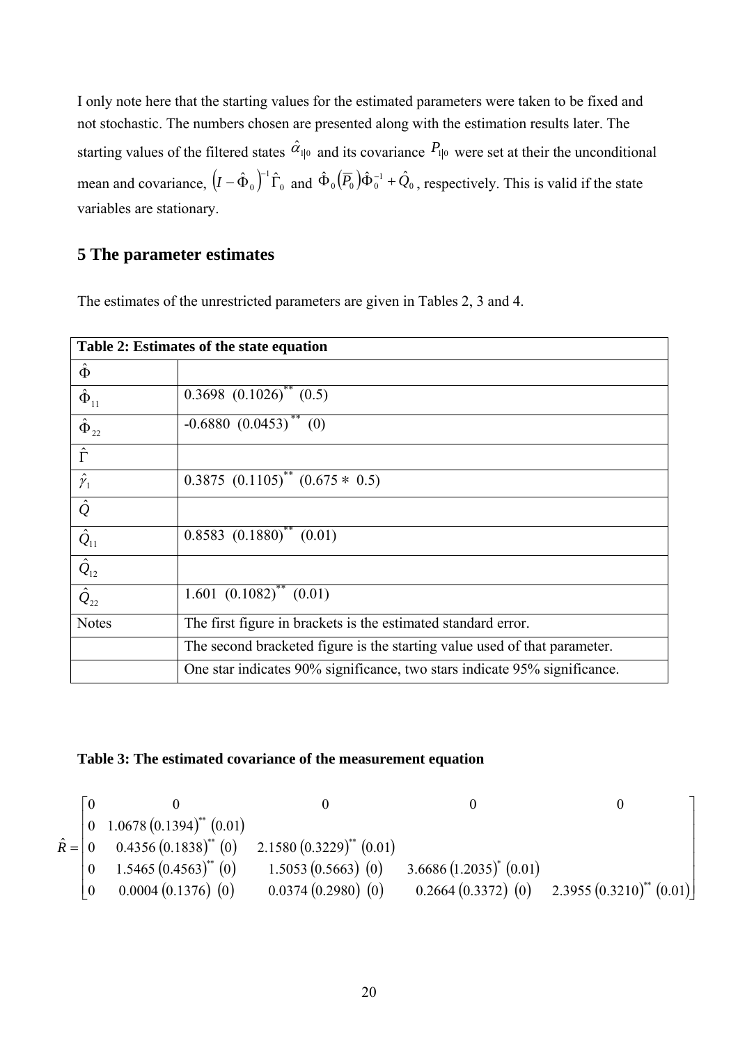I only note here that the starting values for the estimated parameters were taken to be fixed and not stochastic. The numbers chosen are presented along with the estimation results later. The starting values of the filtered states $\hat{\alpha}_{1|0}$ and its covariance $P_{1|0}$ were set at their the unconditional mean and covariance, $\left(I - \hat{\Phi}_0\right)^{-1}\hat{\Gamma}_0$ and $\hat{\Phi}_0\left(\overline{P}_0\right)\hat{\Phi}_0^{-1} + \hat{Q}_0$, respectively. This is valid if the state variables are stationary.

## 5 The parameter estimates

The estimates of the unrestricted parameters are given in Tables 2, 3 and 4.

| **Table 2: Estimates of the state equation** | |
|---|---|
| $\hat{\Phi}$ | |
| $\hat{\Phi}_{11}$ | 0.3698 $(0.1026)^{**}$ (0.5) |
| $\hat{\Phi}_{22}$ | -0.6880 $(0.0453)^{**}$ (0) |
| $\hat{\Gamma}$ | |
| $\hat{\gamma}_1$ | 0.3875 $(0.1105)^{**}$ (0.675 * 0.5) |
| $\hat{Q}$ | |
| $\hat{Q}_{11}$ | 0.8583 $(0.1880)^{**}$ (0.01) |
| $\hat{Q}_{12}$ | |
| $\hat{Q}_{22}$ | 1.601 $(0.1082)^{**}$ (0.01) |
| Notes | The first figure in brackets is the estimated standard error. |
| | The second bracketed figure is the starting value used of that parameter. |
| | One star indicates 90% significance, two stars indicate 95% significance. |

**Table 3: The estimated covariance of the measurement equation**

$$\hat{R} = \begin{bmatrix} 0 & 0 & 0 & 0 & 0 \\ 0 & 1.0678\,(0.1394)^{**}\,(0.01) & & & \\ 0 & 0.4356\,(0.1838)^{**}\,(0) & 2.1580\,(0.3229)^{**}\,(0.01) & & \\ 0 & 1.5465\,(0.4563)^{**}\,(0) & 1.5053\,(0.5663)\,(0) & 3.6686\,(1.2035)^{*}\,(0.01) & \\ 0 & 0.0004\,(0.1376)\,(0) & 0.0374\,(0.2980)\,(0) & 0.2664\,(0.3372)\,(0) & 2.3955\,(0.3210)^{**}\,(0.01) \end{bmatrix}$$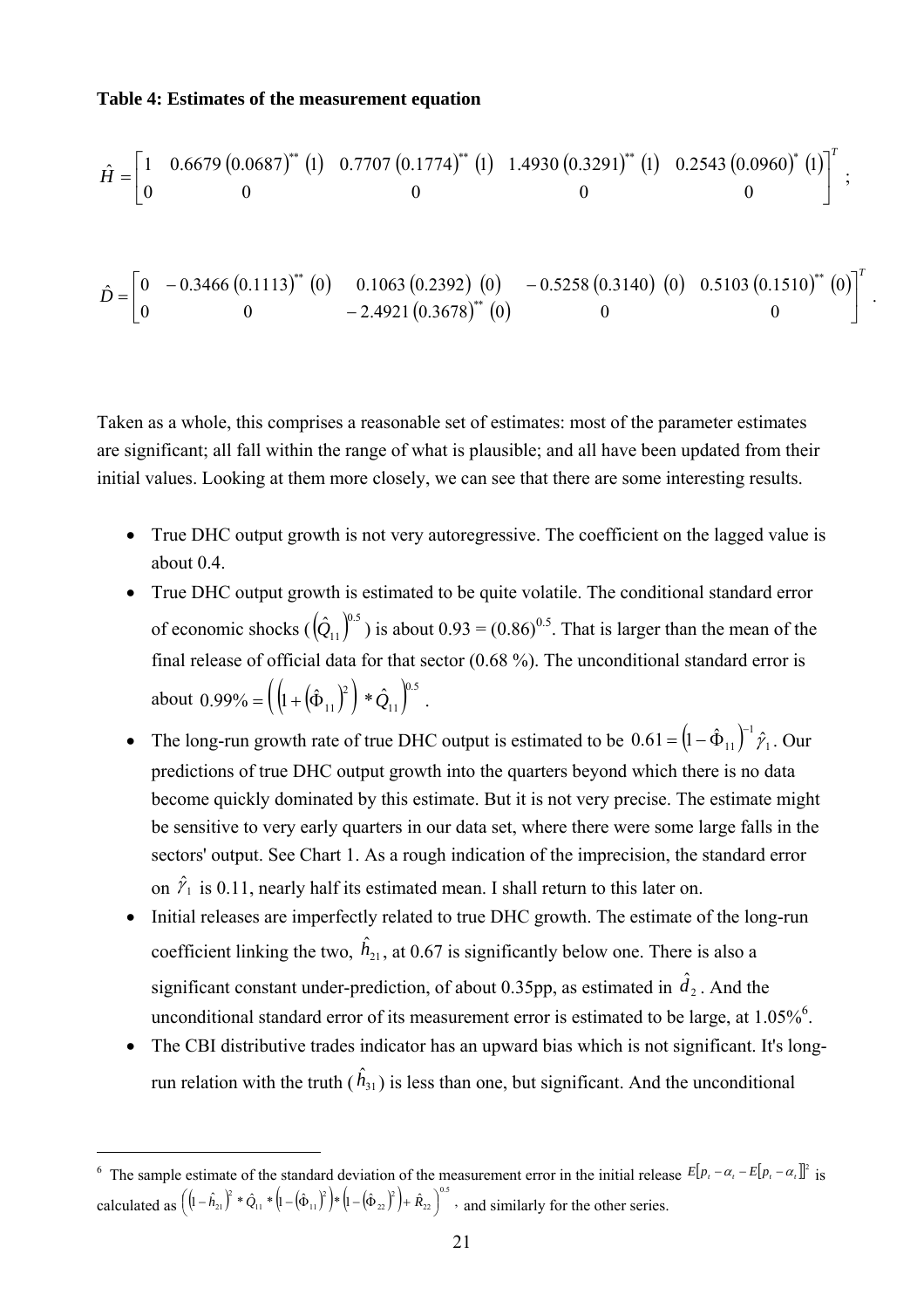**Table 4: Estimates of the measurement equation**

$$\hat{H} = \begin{bmatrix} 1 & 0.6679\,(0.0687)^{**}\,(1) & 0.7707\,(0.1774)^{**}\,(1) & 1.4930\,(0.3291)^{**}\,(1) & 0.2543\,(0.0960)^{*}\,(1) \\ 0 & 0 & 0 & 0 & 0 \end{bmatrix}^T ;$$

$$\hat{D} = \begin{bmatrix} 0 & -0.3466\,(0.1113)^{**}\,(0) & 0.1063\,(0.2392)\,(0) & -0.5258\,(0.3140)\,(0) & 0.5103\,(0.1510)^{**}\,(0) \\ 0 & 0 & -2.4921\,(0.3678)^{**}\,(0) & 0 & 0 \end{bmatrix}^T .$$

Taken as a whole, this comprises a reasonable set of estimates: most of the parameter estimates are significant; all fall within the range of what is plausible; and all have been updated from their initial values. Looking at them more closely, we can see that there are some interesting results.

- True DHC output growth is not very autoregressive. The coefficient on the lagged value is about 0.4.
- True DHC output growth is estimated to be quite volatile. The conditional standard error of economic shocks ($\left(\hat{Q}_{11}\right)^{0.5}$) is about $0.93 = (0.86)^{0.5}$. That is larger than the mean of the final release of official data for that sector (0.68 %). The unconditional standard error is about $0.99\% = \left(\left(1+\left(\hat{\Phi}_{11}\right)^2\right) * \hat{Q}_{11}\right)^{0.5}$.
- The long-run growth rate of true DHC output is estimated to be $0.61 = \left(1-\hat{\Phi}_{11}\right)^{-1}\hat{\gamma}_1$. Our predictions of true DHC output growth into the quarters beyond which there is no data become quickly dominated by this estimate. But it is not very precise. The estimate might be sensitive to very early quarters in our data set, where there were some large falls in the sectors' output. See Chart 1. As a rough indication of the imprecision, the standard error on $\hat{\gamma}_1$ is 0.11, nearly half its estimated mean. I shall return to this later on.
- Initial releases are imperfectly related to true DHC growth. The estimate of the long-run coefficient linking the two, $\hat{h}_{21}$, at 0.67 is significantly below one. There is also a significant constant under-prediction, of about 0.35pp, as estimated in $\hat{d}_2$. And the unconditional standard error of its measurement error is estimated to be large, at 1.05%[6].
- The CBI distributive trades indicator has an upward bias which is not significant. It's long-run relation with the truth ($\hat{h}_{31}$) is less than one, but significant. And the unconditional

[6] The sample estimate of the standard deviation of the measurement error in the initial release $E[p_t - \alpha_t - E[p_t - \alpha_t]]^2$ is calculated as $\left(\left(1-\hat{h}_{21}\right)^2 * \hat{Q}_{11} * \left(1-\left(\hat{\Phi}_{11}\right)^2\right) * \left(1-\left(\hat{\Phi}_{22}\right)^2\right) + \hat{R}_{22}\right)^{0.5}$, and similarly for the other series.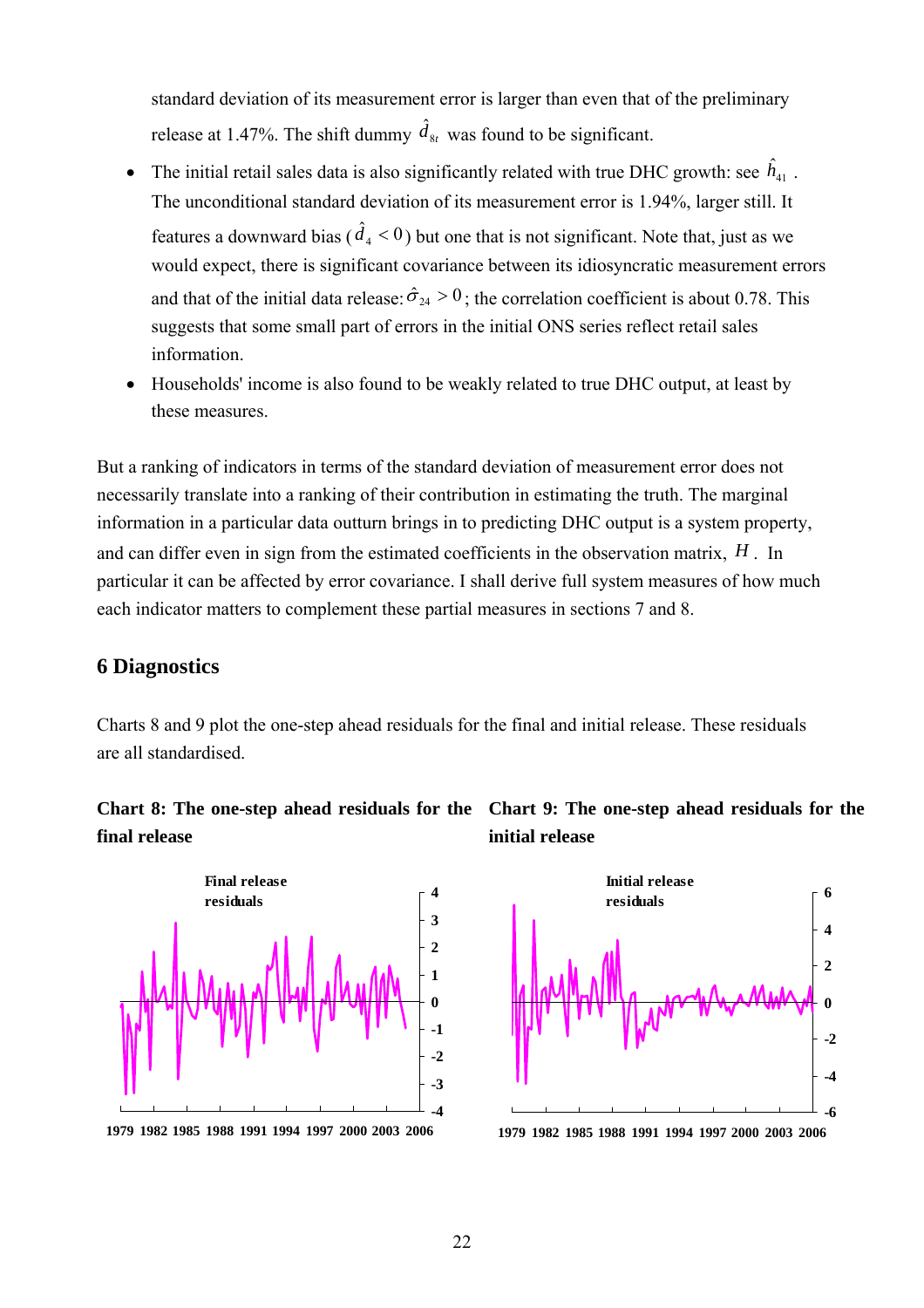standard deviation of its measurement error is larger than even that of the preliminary release at 1.47%. The shift dummy $\hat{d}_{8t}$ was found to be significant.

- The initial retail sales data is also significantly related with true DHC growth: see $\hat{h}_{41}$. The unconditional standard deviation of its measurement error is 1.94%, larger still. It features a downward bias ($\hat{d}_4 < 0$) but one that is not significant. Note that, just as we would expect, there is significant covariance between its idiosyncratic measurement errors and that of the initial data release: $\hat{\sigma}_{24} > 0$; the correlation coefficient is about 0.78. This suggests that some small part of errors in the initial ONS series reflect retail sales information.
- Households' income is also found to be weakly related to true DHC output, at least by these measures.

But a ranking of indicators in terms of the standard deviation of measurement error does not necessarily translate into a ranking of their contribution in estimating the truth. The marginal information in a particular data outturn brings in to predicting DHC output is a system property, and can differ even in sign from the estimated coefficients in the observation matrix, $H$. In particular it can be affected by error covariance. I shall derive full system measures of how much each indicator matters to complement these partial measures in sections 7 and 8.

## 6 Diagnostics

Charts 8 and 9 plot the one-step ahead residuals for the final and initial release. These residuals are all standardised.

**Chart 8: The one-step ahead residuals for the final release**

**Chart 9: The one-step ahead residuals for the initial release**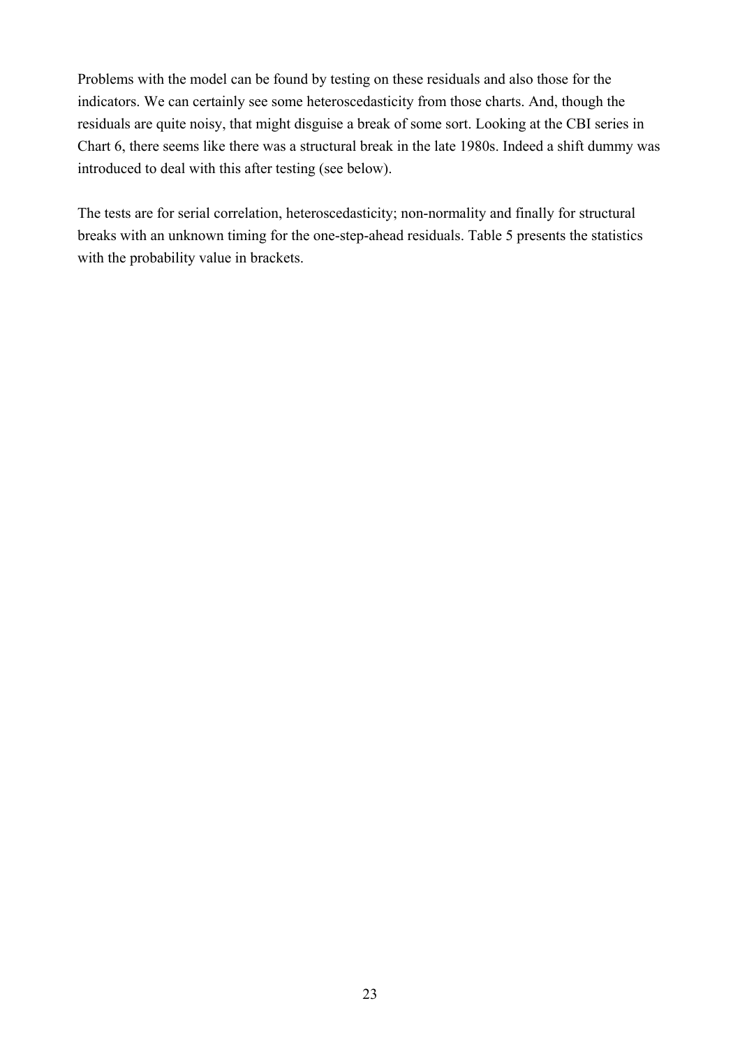Problems with the model can be found by testing on these residuals and also those for the indicators. We can certainly see some heteroscedasticity from those charts. And, though the residuals are quite noisy, that might disguise a break of some sort. Looking at the CBI series in Chart 6, there seems like there was a structural break in the late 1980s. Indeed a shift dummy was introduced to deal with this after testing (see below).

The tests are for serial correlation, heteroscedasticity; non-normality and finally for structural breaks with an unknown timing for the one-step-ahead residuals. Table 5 presents the statistics with the probability value in brackets.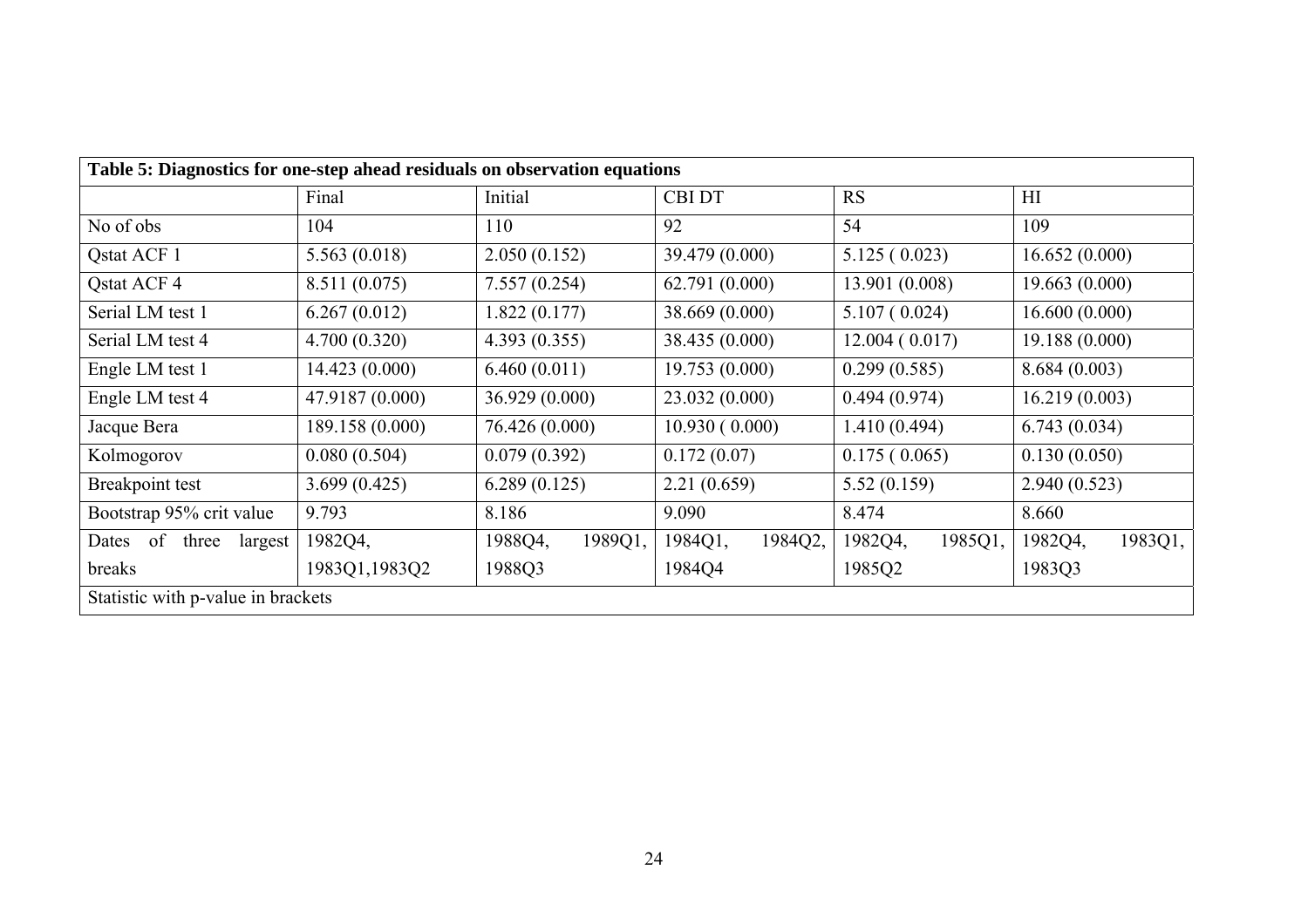**Table 5: Diagnostics for one-step ahead residuals on observation equations**

| | Final | Initial | CBI DT | RS | HI |
|---|---|---|---|---|---|
| No of obs | 104 | 110 | 92 | 54 | 109 |
| Qstat ACF 1 | 5.563 (0.018) | 2.050 (0.152) | 39.479 (0.000) | 5.125 ( 0.023) | 16.652 (0.000) |
| Qstat ACF 4 | 8.511 (0.075) | 7.557 (0.254) | 62.791 (0.000) | 13.901 (0.008) | 19.663 (0.000) |
| Serial LM test 1 | 6.267 (0.012) | 1.822 (0.177) | 38.669 (0.000) | 5.107 ( 0.024) | 16.600 (0.000) |
| Serial LM test 4 | 4.700 (0.320) | 4.393 (0.355) | 38.435 (0.000) | 12.004 ( 0.017) | 19.188 (0.000) |
| Engle LM test 1 | 14.423 (0.000) | 6.460 (0.011) | 19.753 (0.000) | 0.299 (0.585) | 8.684 (0.003) |
| Engle LM test 4 | 47.9187 (0.000) | 36.929 (0.000) | 23.032 (0.000) | 0.494 (0.974) | 16.219 (0.003) |
| Jacque Bera | 189.158 (0.000) | 76.426 (0.000) | 10.930 ( 0.000) | 1.410 (0.494) | 6.743 (0.034) |
| Kolmogorov | 0.080 (0.504) | 0.079 (0.392) | 0.172 (0.07) | 0.175 ( 0.065) | 0.130 (0.050) |
| Breakpoint test | 3.699 (0.425) | 6.289 (0.125) | 2.21 (0.659) | 5.52 (0.159) | 2.940 (0.523) |
| Bootstrap 95% crit value | 9.793 | 8.186 | 9.090 | 8.474 | 8.660 |
| Dates of three largest breaks | 1982Q4, 1983Q1,1983Q2 | 1988Q4, 1989Q1, 1988Q3 | 1984Q1, 1984Q2, 1984Q4 | 1982Q4, 1985Q1, 1985Q2 | 1982Q4, 1983Q1, 1983Q3 |

Statistic with p-value in brackets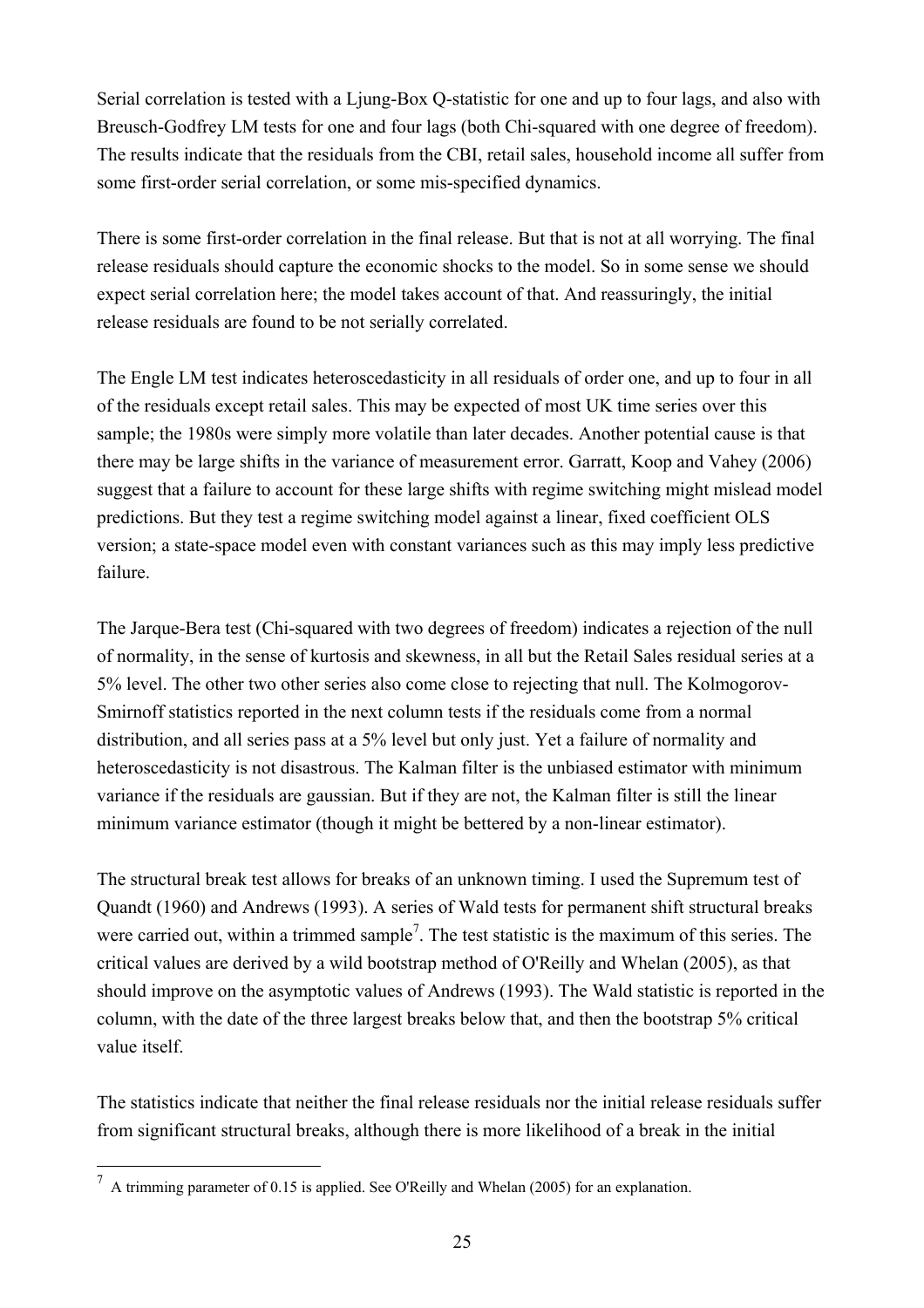Serial correlation is tested with a Ljung-Box Q-statistic for one and up to four lags, and also with Breusch-Godfrey LM tests for one and four lags (both Chi-squared with one degree of freedom). The results indicate that the residuals from the CBI, retail sales, household income all suffer from some first-order serial correlation, or some mis-specified dynamics.

There is some first-order correlation in the final release. But that is not at all worrying. The final release residuals should capture the economic shocks to the model. So in some sense we should expect serial correlation here; the model takes account of that. And reassuringly, the initial release residuals are found to be not serially correlated.

The Engle LM test indicates heteroscedasticity in all residuals of order one, and up to four in all of the residuals except retail sales. This may be expected of most UK time series over this sample; the 1980s were simply more volatile than later decades. Another potential cause is that there may be large shifts in the variance of measurement error. Garratt, Koop and Vahey (2006) suggest that a failure to account for these large shifts with regime switching might mislead model predictions. But they test a regime switching model against a linear, fixed coefficient OLS version; a state-space model even with constant variances such as this may imply less predictive failure.

The Jarque-Bera test (Chi-squared with two degrees of freedom) indicates a rejection of the null of normality, in the sense of kurtosis and skewness, in all but the Retail Sales residual series at a 5% level. The other two other series also come close to rejecting that null. The Kolmogorov-Smirnoff statistics reported in the next column tests if the residuals come from a normal distribution, and all series pass at a 5% level but only just. Yet a failure of normality and heteroscedasticity is not disastrous. The Kalman filter is the unbiased estimator with minimum variance if the residuals are gaussian. But if they are not, the Kalman filter is still the linear minimum variance estimator (though it might be bettered by a non-linear estimator).

The structural break test allows for breaks of an unknown timing. I used the Supremum test of Quandt (1960) and Andrews (1993). A series of Wald tests for permanent shift structural breaks were carried out, within a trimmed sample[7]. The test statistic is the maximum of this series. The critical values are derived by a wild bootstrap method of O'Reilly and Whelan (2005), as that should improve on the asymptotic values of Andrews (1993). The Wald statistic is reported in the column, with the date of the three largest breaks below that, and then the bootstrap 5% critical value itself.

The statistics indicate that neither the final release residuals nor the initial release residuals suffer from significant structural breaks, although there is more likelihood of a break in the initial

[7] A trimming parameter of 0.15 is applied. See O'Reilly and Whelan (2005) for an explanation.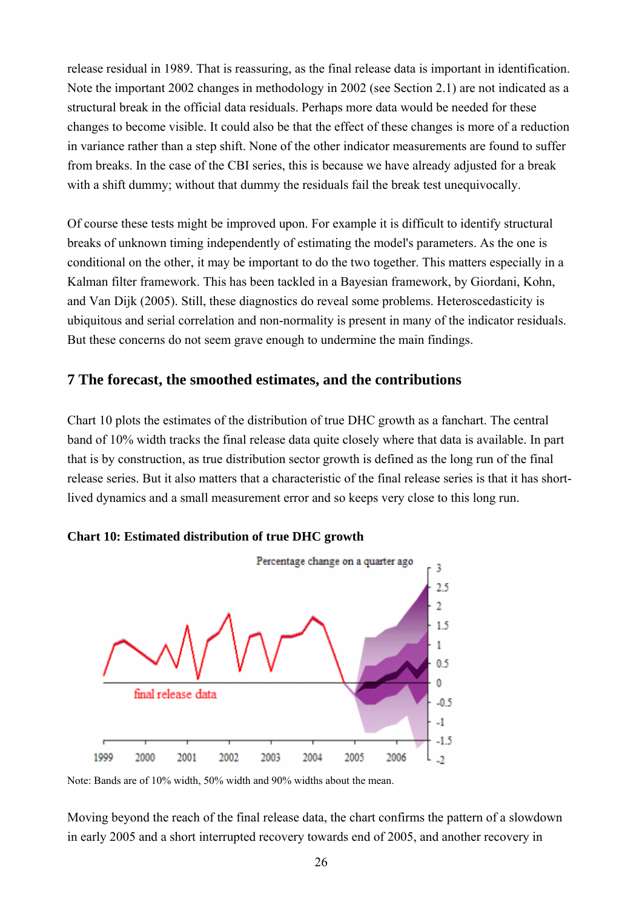release residual in 1989. That is reassuring, as the final release data is important in identification. Note the important 2002 changes in methodology in 2002 (see Section 2.1) are not indicated as a structural break in the official data residuals. Perhaps more data would be needed for these changes to become visible. It could also be that the effect of these changes is more of a reduction in variance rather than a step shift. None of the other indicator measurements are found to suffer from breaks. In the case of the CBI series, this is because we have already adjusted for a break with a shift dummy; without that dummy the residuals fail the break test unequivocally.

Of course these tests might be improved upon. For example it is difficult to identify structural breaks of unknown timing independently of estimating the model's parameters. As the one is conditional on the other, it may be important to do the two together. This matters especially in a Kalman filter framework. This has been tackled in a Bayesian framework, by Giordani, Kohn, and Van Dijk (2005). Still, these diagnostics do reveal some problems. Heteroscedasticity is ubiquitous and serial correlation and non-normality is present in many of the indicator residuals. But these concerns do not seem grave enough to undermine the main findings.

## 7 The forecast, the smoothed estimates, and the contributions

Chart 10 plots the estimates of the distribution of true DHC growth as a fanchart. The central band of 10% width tracks the final release data quite closely where that data is available. In part that is by construction, as true distribution sector growth is defined as the long run of the final release series. But it also matters that a characteristic of the final release series is that it has short-lived dynamics and a small measurement error and so keeps very close to this long run.

**Chart 10: Estimated distribution of true DHC growth**

Note: Bands are of 10% width, 50% width and 90% widths about the mean.

Moving beyond the reach of the final release data, the chart confirms the pattern of a slowdown in early 2005 and a short interrupted recovery towards end of 2005, and another recovery in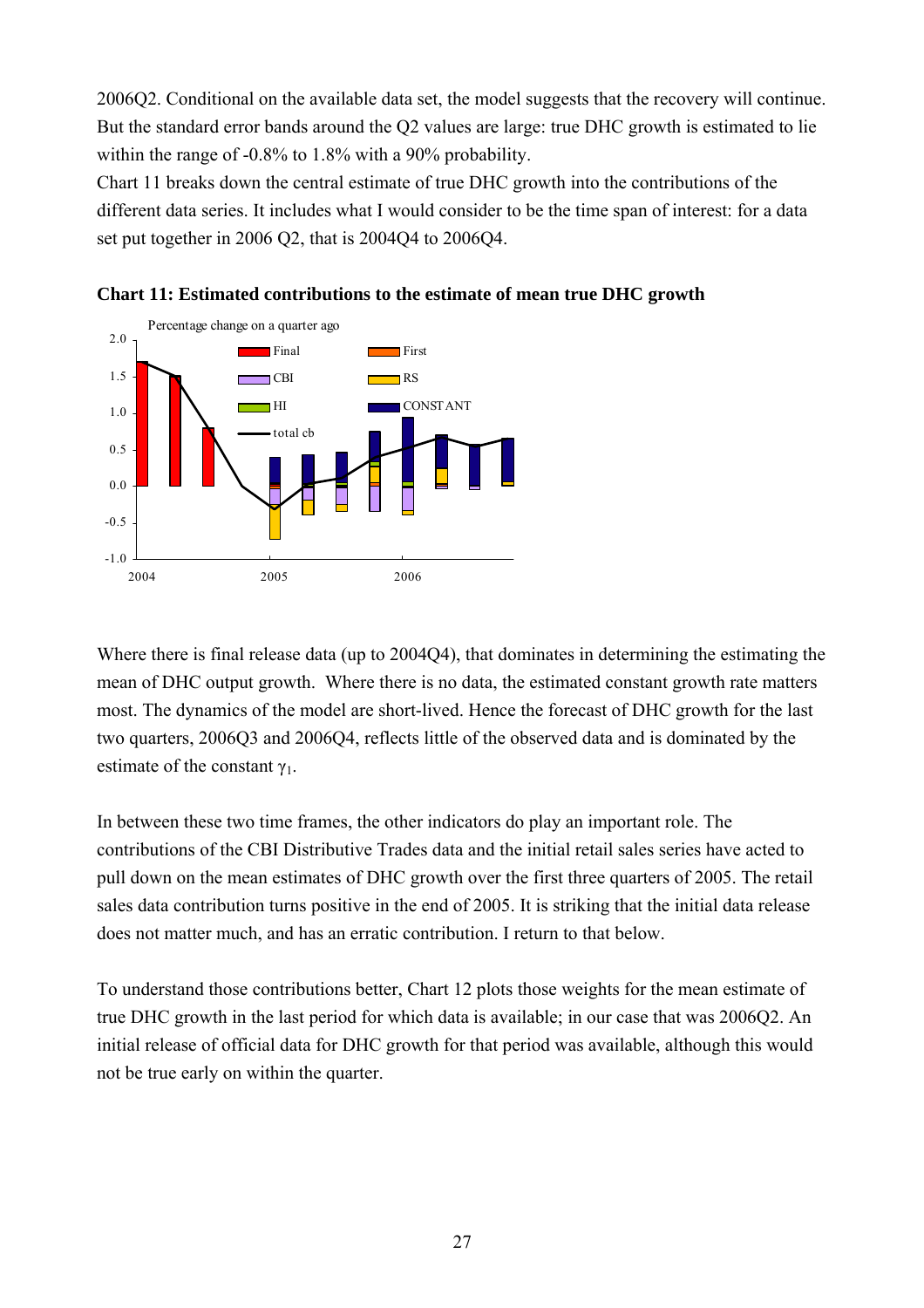2006Q2. Conditional on the available data set, the model suggests that the recovery will continue. But the standard error bands around the Q2 values are large: true DHC growth is estimated to lie within the range of -0.8% to 1.8% with a 90% probability.

Chart 11 breaks down the central estimate of true DHC growth into the contributions of the different data series. It includes what I would consider to be the time span of interest: for a data set put together in 2006 Q2, that is 2004Q4 to 2006Q4.

**Chart 11: Estimated contributions to the estimate of mean true DHC growth**

Where there is final release data (up to 2004Q4), that dominates in determining the estimating the mean of DHC output growth. Where there is no data, the estimated constant growth rate matters most. The dynamics of the model are short-lived. Hence the forecast of DHC growth for the last two quarters, 2006Q3 and 2006Q4, reflects little of the observed data and is dominated by the estimate of the constant $\gamma_1$.

In between these two time frames, the other indicators do play an important role. The contributions of the CBI Distributive Trades data and the initial retail sales series have acted to pull down on the mean estimates of DHC growth over the first three quarters of 2005. The retail sales data contribution turns positive in the end of 2005. It is striking that the initial data release does not matter much, and has an erratic contribution. I return to that below.

To understand those contributions better, Chart 12 plots those weights for the mean estimate of true DHC growth in the last period for which data is available; in our case that was 2006Q2. An initial release of official data for DHC growth for that period was available, although this would not be true early on within the quarter.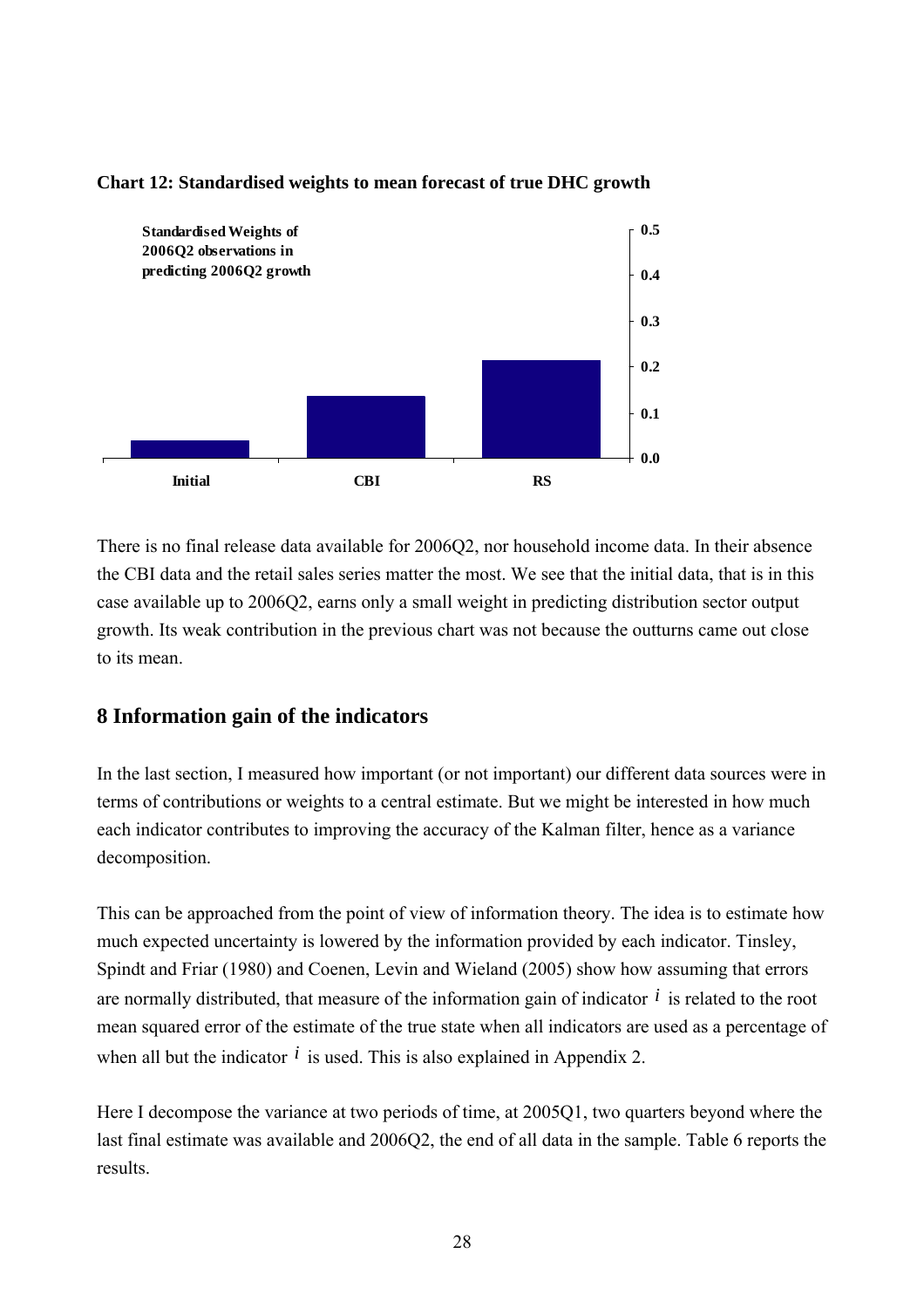**Chart 12: Standardised weights to mean forecast of true DHC growth**

There is no final release data available for 2006Q2, nor household income data. In their absence the CBI data and the retail sales series matter the most. We see that the initial data, that is in this case available up to 2006Q2, earns only a small weight in predicting distribution sector output growth. Its weak contribution in the previous chart was not because the outturns came out close to its mean.

## 8 Information gain of the indicators

In the last section, I measured how important (or not important) our different data sources were in terms of contributions or weights to a central estimate. But we might be interested in how much each indicator contributes to improving the accuracy of the Kalman filter, hence as a variance decomposition.

This can be approached from the point of view of information theory. The idea is to estimate how much expected uncertainty is lowered by the information provided by each indicator. Tinsley, Spindt and Friar (1980) and Coenen, Levin and Wieland (2005) show how assuming that errors are normally distributed, that measure of the information gain of indicator $i$ is related to the root mean squared error of the estimate of the true state when all indicators are used as a percentage of when all but the indicator $i$ is used. This is also explained in Appendix 2.

Here I decompose the variance at two periods of time, at 2005Q1, two quarters beyond where the last final estimate was available and 2006Q2, the end of all data in the sample. Table 6 reports the results.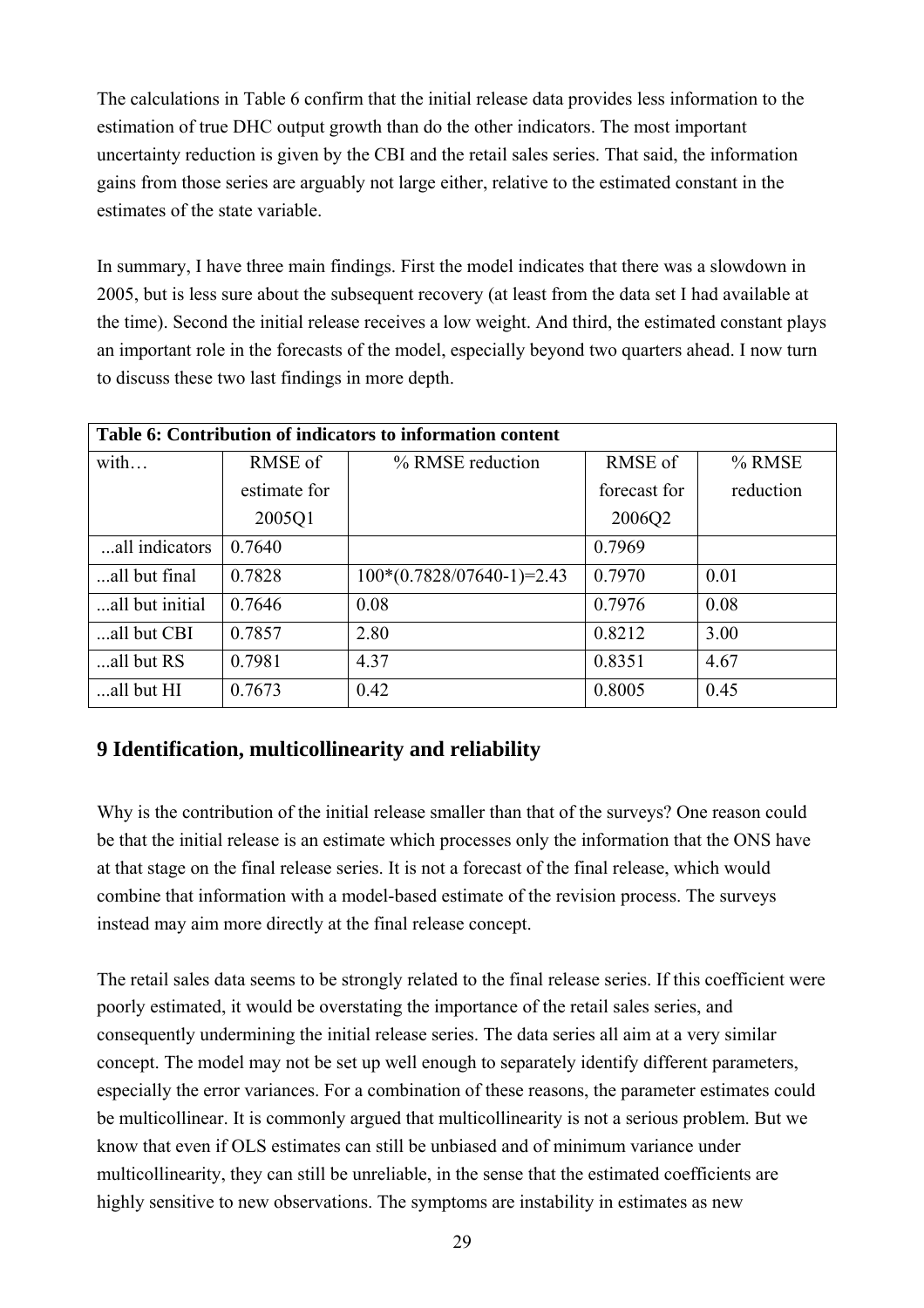The calculations in Table 6 confirm that the initial release data provides less information to the estimation of true DHC output growth than do the other indicators. The most important uncertainty reduction is given by the CBI and the retail sales series. That said, the information gains from those series are arguably not large either, relative to the estimated constant in the estimates of the state variable.

In summary, I have three main findings. First the model indicates that there was a slowdown in 2005, but is less sure about the subsequent recovery (at least from the data set I had available at the time). Second the initial release receives a low weight. And third, the estimated constant plays an important role in the forecasts of the model, especially beyond two quarters ahead. I now turn to discuss these two last findings in more depth.

**Table 6: Contribution of indicators to information content**

| with… | RMSE of estimate for 2005Q1 | % RMSE reduction | RMSE of forecast for 2006Q2 | % RMSE reduction |
|---|---|---|---|---|
| ...all indicators | 0.7640 | | 0.7969 | |
| ...all but final | 0.7828 | 100*(0.7828/07640-1)=2.43 | 0.7970 | 0.01 |
| ...all but initial | 0.7646 | 0.08 | 0.7976 | 0.08 |
| ...all but CBI | 0.7857 | 2.80 | 0.8212 | 3.00 |
| ...all but RS | 0.7981 | 4.37 | 0.8351 | 4.67 |
| ...all but HI | 0.7673 | 0.42 | 0.8005 | 0.45 |

## 9 Identification, multicollinearity and reliability

Why is the contribution of the initial release smaller than that of the surveys? One reason could be that the initial release is an estimate which processes only the information that the ONS have at that stage on the final release series. It is not a forecast of the final release, which would combine that information with a model-based estimate of the revision process. The surveys instead may aim more directly at the final release concept.

The retail sales data seems to be strongly related to the final release series. If this coefficient were poorly estimated, it would be overstating the importance of the retail sales series, and consequently undermining the initial release series. The data series all aim at a very similar concept. The model may not be set up well enough to separately identify different parameters, especially the error variances. For a combination of these reasons, the parameter estimates could be multicollinear. It is commonly argued that multicollinearity is not a serious problem. But we know that even if OLS estimates can still be unbiased and of minimum variance under multicollinearity, they can still be unreliable, in the sense that the estimated coefficients are highly sensitive to new observations. The symptoms are instability in estimates as new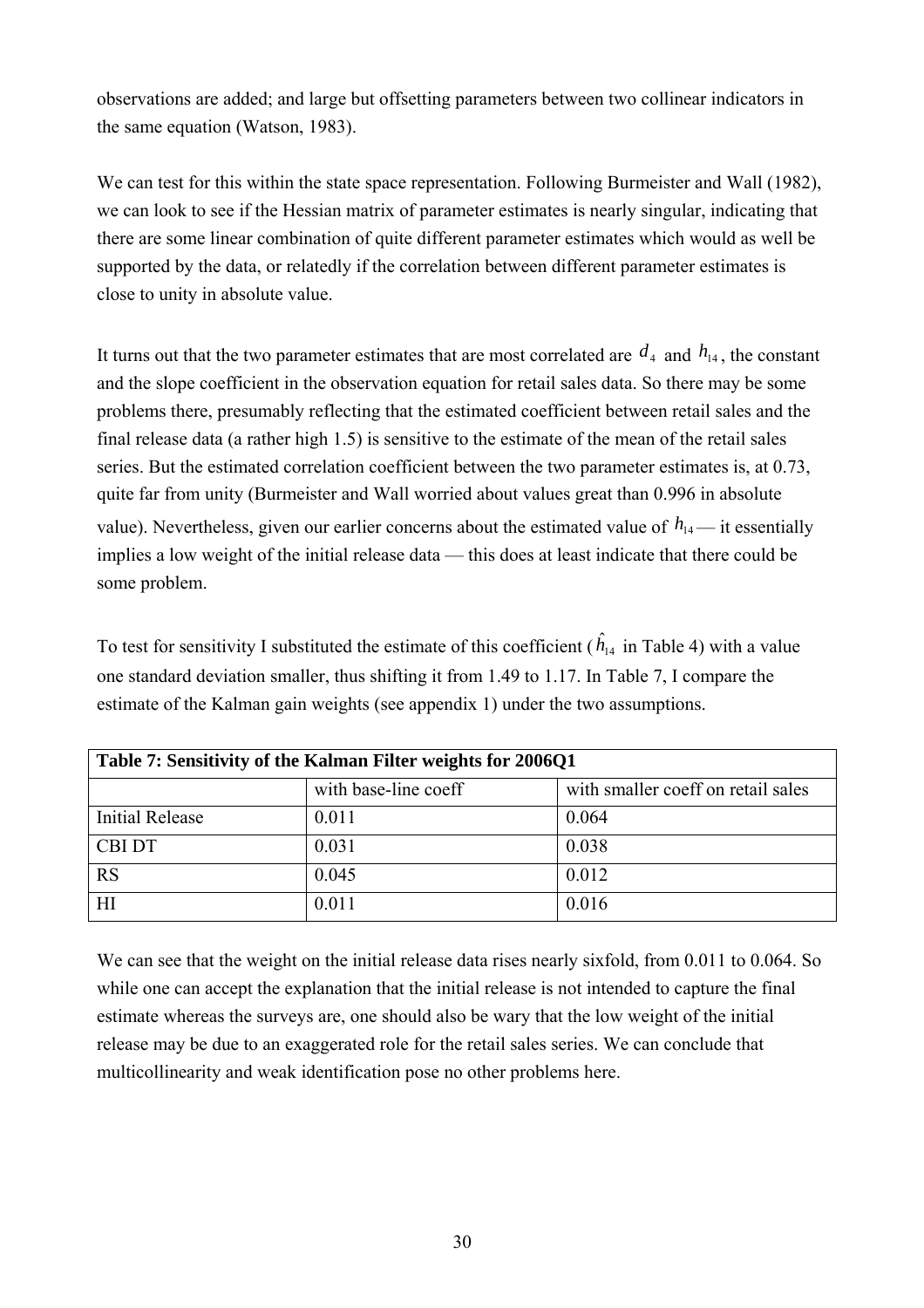observations are added; and large but offsetting parameters between two collinear indicators in the same equation (Watson, 1983).

We can test for this within the state space representation. Following Burmeister and Wall (1982), we can look to see if the Hessian matrix of parameter estimates is nearly singular, indicating that there are some linear combination of quite different parameter estimates which would as well be supported by the data, or relatedly if the correlation between different parameter estimates is close to unity in absolute value.

It turns out that the two parameter estimates that are most correlated are $d_4$ and $h_{14}$, the constant and the slope coefficient in the observation equation for retail sales data. So there may be some problems there, presumably reflecting that the estimated coefficient between retail sales and the final release data (a rather high 1.5) is sensitive to the estimate of the mean of the retail sales series. But the estimated correlation coefficient between the two parameter estimates is, at 0.73, quite far from unity (Burmeister and Wall worried about values great than 0.996 in absolute value). Nevertheless, given our earlier concerns about the estimated value of $h_{14}$ — it essentially implies a low weight of the initial release data — this does at least indicate that there could be some problem.

To test for sensitivity I substituted the estimate of this coefficient ($\hat{h}_{14}$ in Table 4) with a value one standard deviation smaller, thus shifting it from 1.49 to 1.17. In Table 7, I compare the estimate of the Kalman gain weights (see appendix 1) under the two assumptions.

| **Table 7: Sensitivity of the Kalman Filter weights for 2006Q1** | | |
|---|---|---|
| | with base-line coeff | with smaller coeff on retail sales |
| Initial Release | 0.011 | 0.064 |
| CBI DT | 0.031 | 0.038 |
| RS | 0.045 | 0.012 |
| HI | 0.011 | 0.016 |

We can see that the weight on the initial release data rises nearly sixfold, from 0.011 to 0.064. So while one can accept the explanation that the initial release is not intended to capture the final estimate whereas the surveys are, one should also be wary that the low weight of the initial release may be due to an exaggerated role for the retail sales series. We can conclude that multicollinearity and weak identification pose no other problems here.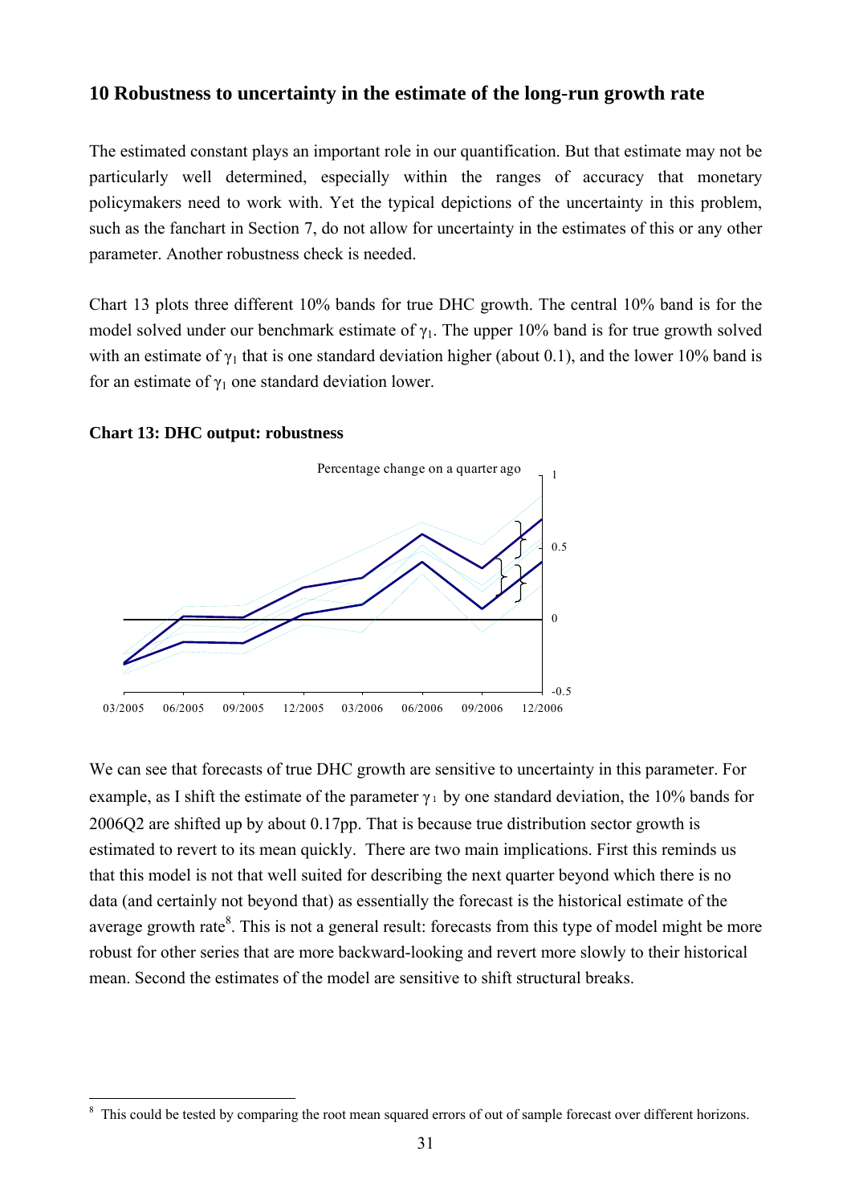## 10 Robustness to uncertainty in the estimate of the long-run growth rate

The estimated constant plays an important role in our quantification. But that estimate may not be particularly well determined, especially within the ranges of accuracy that monetary policymakers need to work with. Yet the typical depictions of the uncertainty in this problem, such as the fanchart in Section 7, do not allow for uncertainty in the estimates of this or any other parameter. Another robustness check is needed.

Chart 13 plots three different 10% bands for true DHC growth. The central 10% band is for the model solved under our benchmark estimate of $\gamma_1$. The upper 10% band is for true growth solved with an estimate of $\gamma_1$ that is one standard deviation higher (about 0.1), and the lower 10% band is for an estimate of $\gamma_1$ one standard deviation lower.

**Chart 13: DHC output: robustness**

Percentage change on a quarter ago

We can see that forecasts of true DHC growth are sensitive to uncertainty in this parameter. For example, as I shift the estimate of the parameter $\gamma_1$ by one standard deviation, the 10% bands for 2006Q2 are shifted up by about 0.17pp. That is because true distribution sector growth is estimated to revert to its mean quickly. There are two main implications. First this reminds us that this model is not that well suited for describing the next quarter beyond which there is no data (and certainly not beyond that) as essentially the forecast is the historical estimate of the average growth rate[8]. This is not a general result: forecasts from this type of model might be more robust for other series that are more backward-looking and revert more slowly to their historical mean. Second the estimates of the model are sensitive to shift structural breaks.

[8] This could be tested by comparing the root mean squared errors of out of sample forecast over different horizons.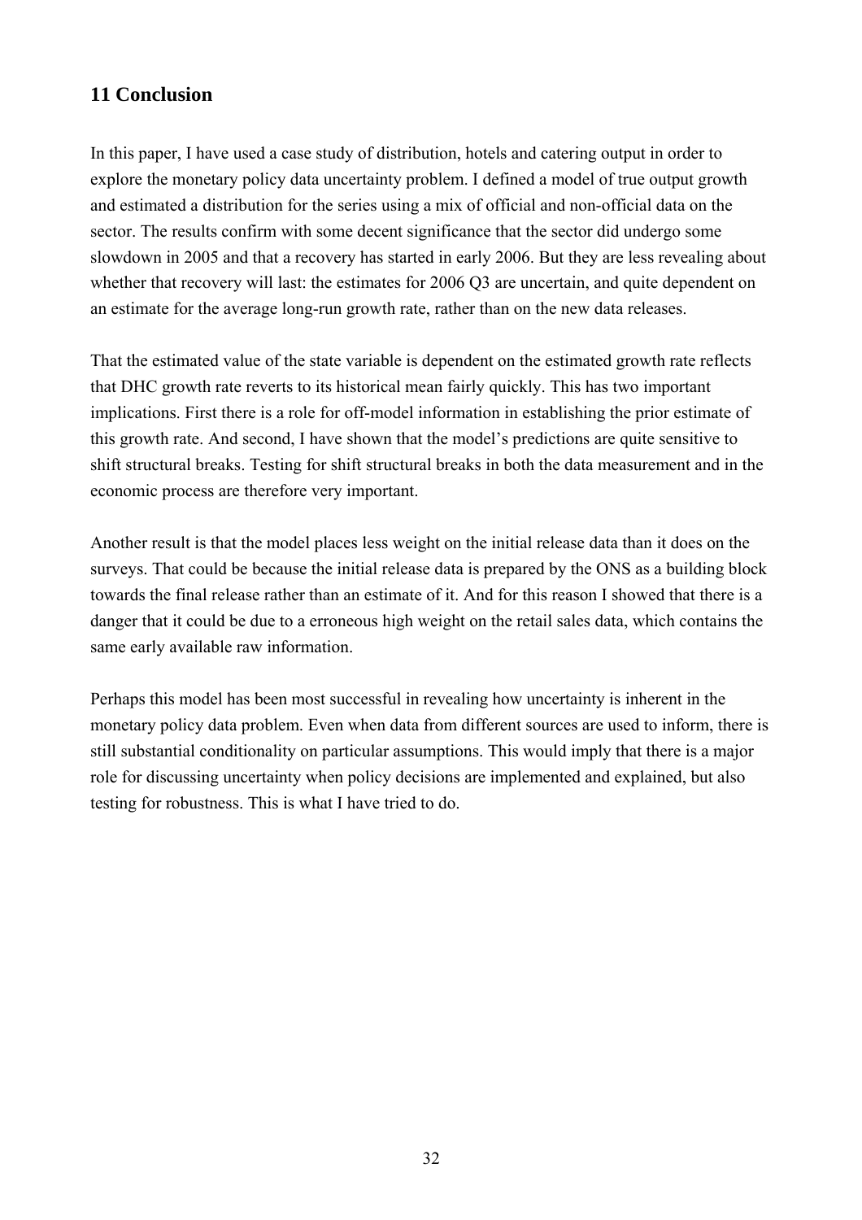## 11 Conclusion

In this paper, I have used a case study of distribution, hotels and catering output in order to explore the monetary policy data uncertainty problem. I defined a model of true output growth and estimated a distribution for the series using a mix of official and non-official data on the sector. The results confirm with some decent significance that the sector did undergo some slowdown in 2005 and that a recovery has started in early 2006. But they are less revealing about whether that recovery will last: the estimates for 2006 Q3 are uncertain, and quite dependent on an estimate for the average long-run growth rate, rather than on the new data releases.

That the estimated value of the state variable is dependent on the estimated growth rate reflects that DHC growth rate reverts to its historical mean fairly quickly. This has two important implications. First there is a role for off-model information in establishing the prior estimate of this growth rate. And second, I have shown that the model's predictions are quite sensitive to shift structural breaks. Testing for shift structural breaks in both the data measurement and in the economic process are therefore very important.

Another result is that the model places less weight on the initial release data than it does on the surveys. That could be because the initial release data is prepared by the ONS as a building block towards the final release rather than an estimate of it. And for this reason I showed that there is a danger that it could be due to a erroneous high weight on the retail sales data, which contains the same early available raw information.

Perhaps this model has been most successful in revealing how uncertainty is inherent in the monetary policy data problem. Even when data from different sources are used to inform, there is still substantial conditionality on particular assumptions. This would imply that there is a major role for discussing uncertainty when policy decisions are implemented and explained, but also testing for robustness. This is what I have tried to do.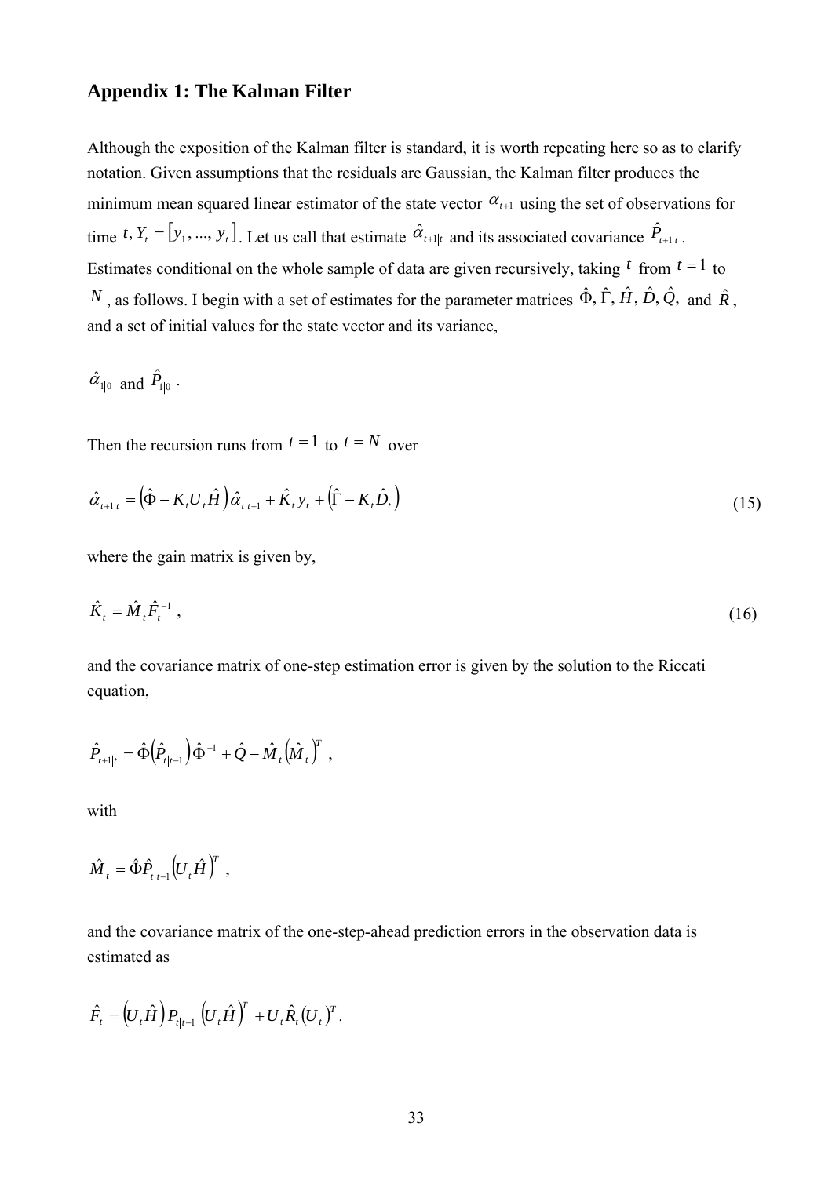## Appendix 1: The Kalman Filter

Although the exposition of the Kalman filter is standard, it is worth repeating here so as to clarify notation. Given assumptions that the residuals are Gaussian, the Kalman filter produces the minimum mean squared linear estimator of the state vector $\alpha_{t+1}$ using the set of observations for time $t, Y_t = [y_1, ..., y_t]$. Let us call that estimate $\hat{\alpha}_{t+1|t}$ and its associated covariance $\hat{P}_{t+1|t}$. Estimates conditional on the whole sample of data are given recursively, taking $t$ from $t=1$ to $N$, as follows. I begin with a set of estimates for the parameter matrices $\hat{\Phi}, \hat{\Gamma}, \hat{H}, \hat{D}, \hat{Q},$ and $\hat{R}$, and a set of initial values for the state vector and its variance,

$\hat{\alpha}_{1|0}$ and $\hat{P}_{1|0}$.

Then the recursion runs from $t=1$ to $t=N$ over

$$\hat{\alpha}_{t+1|t} = \left(\hat{\Phi} - K_t U_t \hat{H}\right)\hat{\alpha}_{t|t-1} + \hat{K}_t y_t + \left(\hat{\Gamma} - K_t \hat{D}_t\right) \tag{15}$$

where the gain matrix is given by,

$$\hat{K}_t = \hat{M}_t \hat{F}_t^{-1}, \tag{16}$$

and the covariance matrix of one-step estimation error is given by the solution to the Riccati equation,

$$\hat{P}_{t+1|t} = \hat{\Phi}\left(\hat{P}_{t|t-1}\right)\hat{\Phi}^{-1} + \hat{Q} - \hat{M}_t\left(\hat{M}_t\right)^T,$$

with

$$\hat{M}_t = \hat{\Phi}\hat{P}_{t|t-1}\left(U_t \hat{H}\right)^T,$$

and the covariance matrix of the one-step-ahead prediction errors in the observation data is estimated as

$$\hat{F}_t = \left(U_t \hat{H}\right) P_{t|t-1} \left(U_t \hat{H}\right)^T + U_t \hat{R}_t \left(U_t\right)^T.$$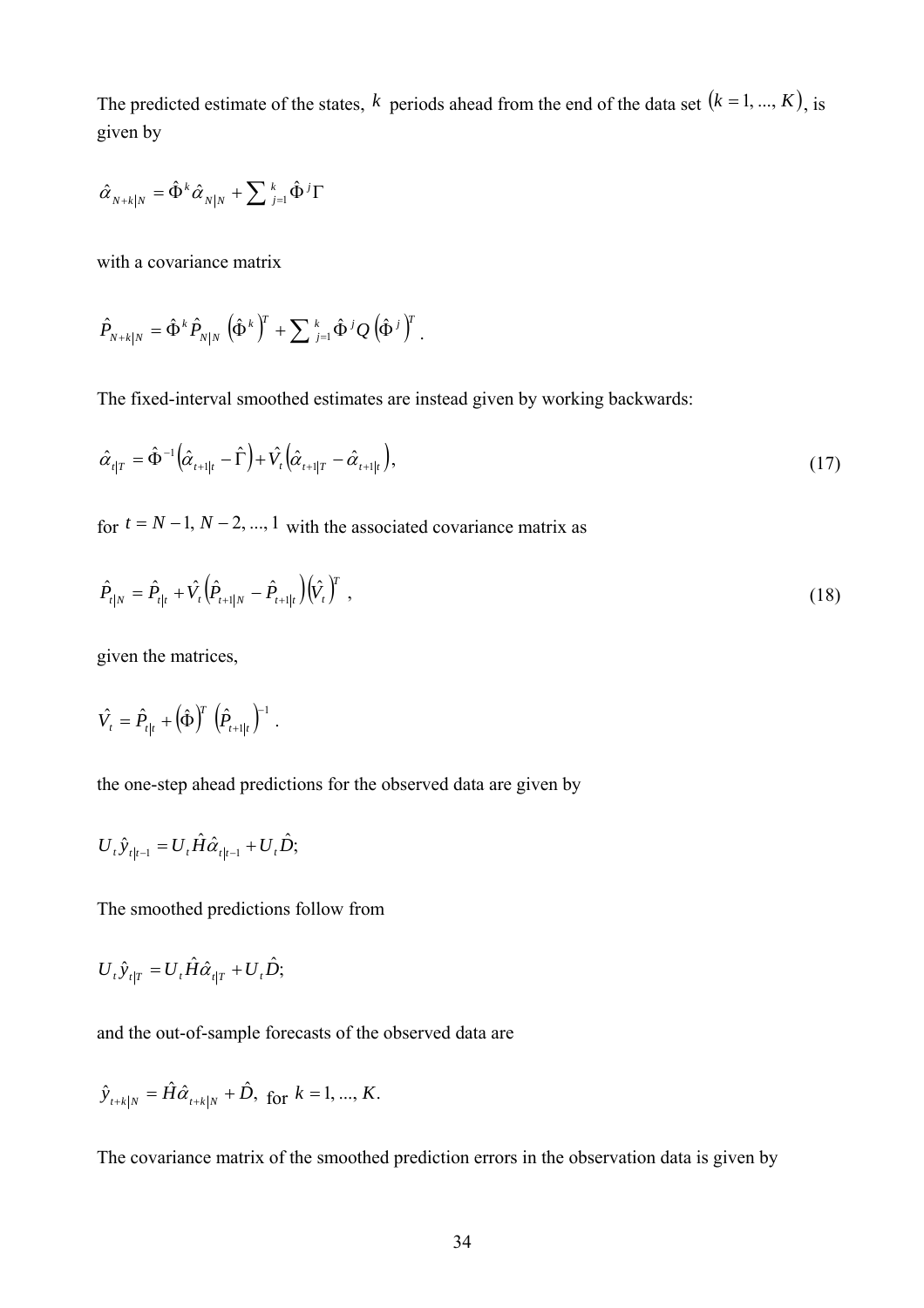The predicted estimate of the states, $k$ periods ahead from the end of the data set $(k = 1, ..., K)$, is given by

$$\hat{\alpha}_{N+k|N} = \hat{\Phi}^k \hat{\alpha}_{N|N} + \sum_{j=1}^{k} \hat{\Phi}^j \Gamma$$

with a covariance matrix

$$\hat{P}_{N+k|N} = \hat{\Phi}^k \hat{P}_{N|N} \left(\hat{\Phi}^k\right)^T + \sum_{j=1}^{k} \hat{\Phi}^j Q \left(\hat{\Phi}^j\right)^T .$$

The fixed-interval smoothed estimates are instead given by working backwards:

$$\hat{\alpha}_{t|T} = \hat{\Phi}^{-1}\left(\hat{\alpha}_{t+1|t} - \hat{\Gamma}\right) + \hat{V}_t\left(\hat{\alpha}_{t+1|T} - \hat{\alpha}_{t+1|t}\right), \tag{17}$$

for $t = N-1, N-2, ..., 1$ with the associated covariance matrix as

$$\hat{P}_{t|N} = \hat{P}_{t|t} + \hat{V}_t\left(\hat{P}_{t+1|N} - \hat{P}_{t+1|t}\right)\left(\hat{V}_t\right)^T , \tag{18}$$

given the matrices,

$$\hat{V}_t = \hat{P}_{t|t} + \left(\hat{\Phi}\right)^T \left(\hat{P}_{t+1|t}\right)^{-1} .$$

the one-step ahead predictions for the observed data are given by

$$U_t \hat{y}_{t|t-1} = U_t \hat{H} \hat{\alpha}_{t|t-1} + U_t \hat{D};$$

The smoothed predictions follow from

$$U_t \hat{y}_{t|T} = U_t \hat{H} \hat{\alpha}_{t|T} + U_t \hat{D};$$

and the out-of-sample forecasts of the observed data are

$$\hat{y}_{t+k|N} = \hat{H} \hat{\alpha}_{t+k|N} + \hat{D}, \text{ for } k = 1, ..., K.$$

The covariance matrix of the smoothed prediction errors in the observation data is given by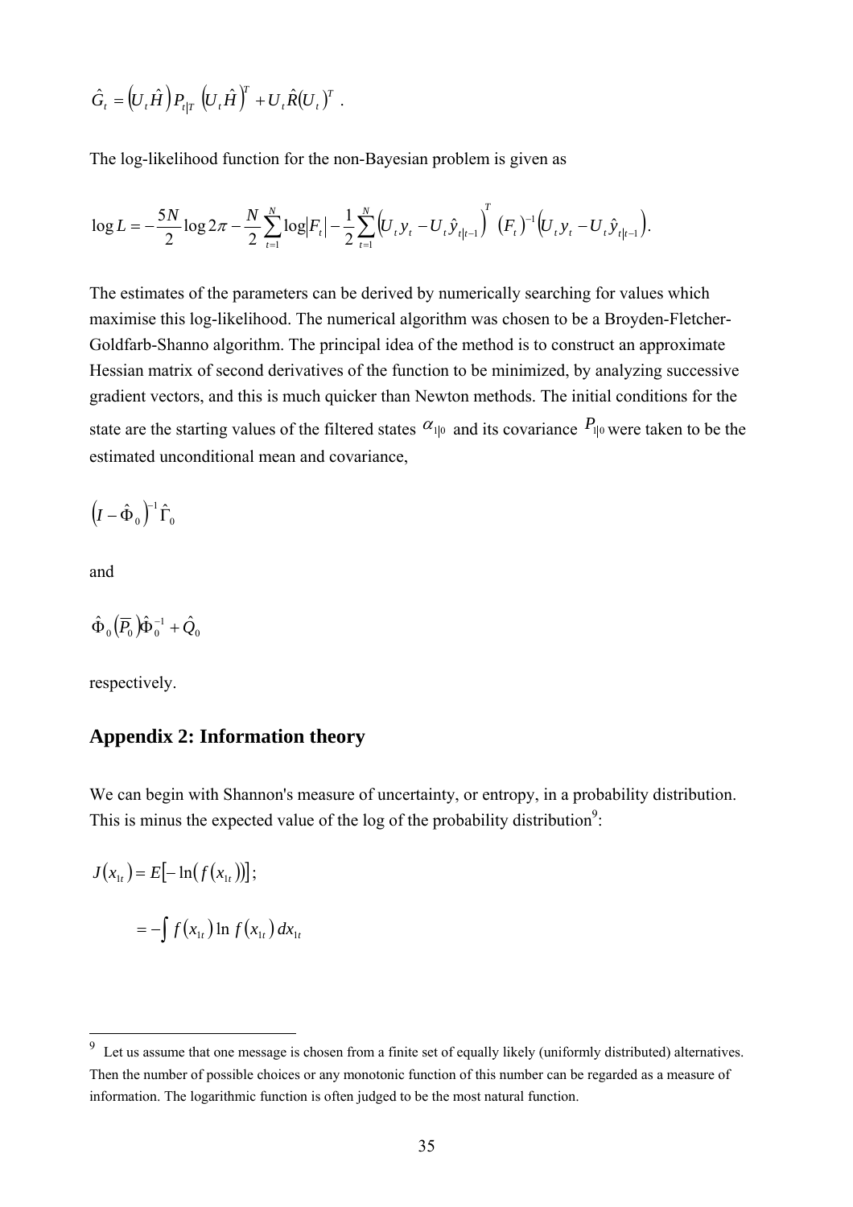$$\hat{G}_t = \left(U_t \hat{H}\right) P_{t|T} \left(U_t \hat{H}\right)^T + U_t \hat{R}\left(U_t\right)^T .$$

The log-likelihood function for the non-Bayesian problem is given as

$$\log L = -\frac{5N}{2}\log 2\pi - \frac{N}{2}\sum_{t=1}^{N}\log\left|F_t\right| - \frac{1}{2}\sum_{t=1}^{N}\left(U_t y_t - U_t \hat{y}_{t|t-1}\right)^T \left(F_t\right)^{-1}\left(U_t y_t - U_t \hat{y}_{t|t-1}\right).$$

The estimates of the parameters can be derived by numerically searching for values which maximise this log-likelihood. The numerical algorithm was chosen to be a Broyden-Fletcher-Goldfarb-Shanno algorithm. The principal idea of the method is to construct an approximate Hessian matrix of second derivatives of the function to be minimized, by analyzing successive gradient vectors, and this is much quicker than Newton methods. The initial conditions for the state are the starting values of the filtered states $\alpha_{1|0}$ and its covariance $P_{1|0}$ were taken to be the estimated unconditional mean and covariance,

$$\left(I - \hat{\Phi}_0\right)^{-1}\hat{\Gamma}_0$$

and

$$\hat{\Phi}_0\left(\overline{P_0}\right)\hat{\Phi}_0^{-1} + \hat{Q}_0$$

respectively.

## Appendix 2: Information theory

We can begin with Shannon's measure of uncertainty, or entropy, in a probability distribution. This is minus the expected value of the log of the probability distribution[9]:

$$J\left(x_{1t}\right) = E\left[-\ln\left(f\left(x_{1t}\right)\right)\right];$$

$$= -\int f\left(x_{1t}\right)\ln f\left(x_{1t}\right)dx_{1t}$$

---

[9] Let us assume that one message is chosen from a finite set of equally likely (uniformly distributed) alternatives. Then the number of possible choices or any monotonic function of this number can be regarded as a measure of information. The logarithmic function is often judged to be the most natural function.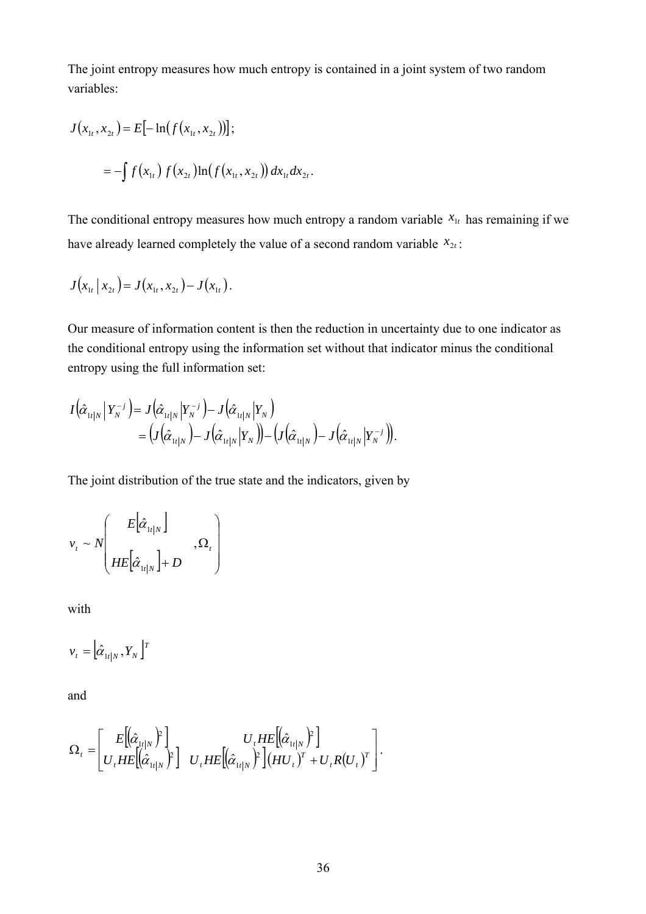The joint entropy measures how much entropy is contained in a joint system of two random variables:

$$J(x_{1t}, x_{2t}) = E[-\ln(f(x_{1t}, x_{2t}))];$$

$$= -\int f(x_{1t})\, f(x_{2t}) \ln(f(x_{1t}, x_{2t}))\, dx_{1t} dx_{2t}.$$

The conditional entropy measures how much entropy a random variable $x_{1t}$ has remaining if we have already learned completely the value of a second random variable $x_{2t}$:

$$J(x_{1t} \mid x_{2t}) = J(x_{1t}, x_{2t}) - J(x_{1t}).$$

Our measure of information content is then the reduction in uncertainty due to one indicator as the conditional entropy using the information set without that indicator minus the conditional entropy using the full information set:

$$\begin{aligned} I\left(\hat{\alpha}_{1t|N} \mid Y_N^{-j}\right) &= J\left(\hat{\alpha}_{1t|N} \middle| Y_N^{-j}\right) - J\left(\hat{\alpha}_{1t|N} \middle| Y_N\right) \\ &= \left(J\left(\hat{\alpha}_{1t|N}\right) - J\left(\hat{\alpha}_{1t|N} \middle| Y_N\right)\right) - \left(J\left(\hat{\alpha}_{1t|N}\right) - J\left(\hat{\alpha}_{1t|N} \middle| Y_N^{-j}\right)\right). \end{aligned}$$

The joint distribution of the true state and the indicators, given by

$$v_t \sim N\begin{pmatrix} E\left[\hat{\alpha}_{1t|N}\right] & \\ & ,\Omega_t \\ HE\left[\hat{\alpha}_{1t|N}\right] + D & \end{pmatrix}$$

with

$$v_t = \left[\hat{\alpha}_{1t|N}, Y_N\right]^T$$

and

$$\Omega_t = \begin{bmatrix} E\left[\left(\hat{\alpha}_{1t|N}\right)^2\right] & U_t HE\left[\left(\hat{\alpha}_{1t|N}\right)^2\right] \\ U_t HE\left[\left(\hat{\alpha}_{1t|N}\right)^2\right] & U_t HE\left[\left(\hat{\alpha}_{1t|N}\right)^2\right]\left(HU_t\right)^T + U_t R\left(U_t\right)^T \end{bmatrix}.$$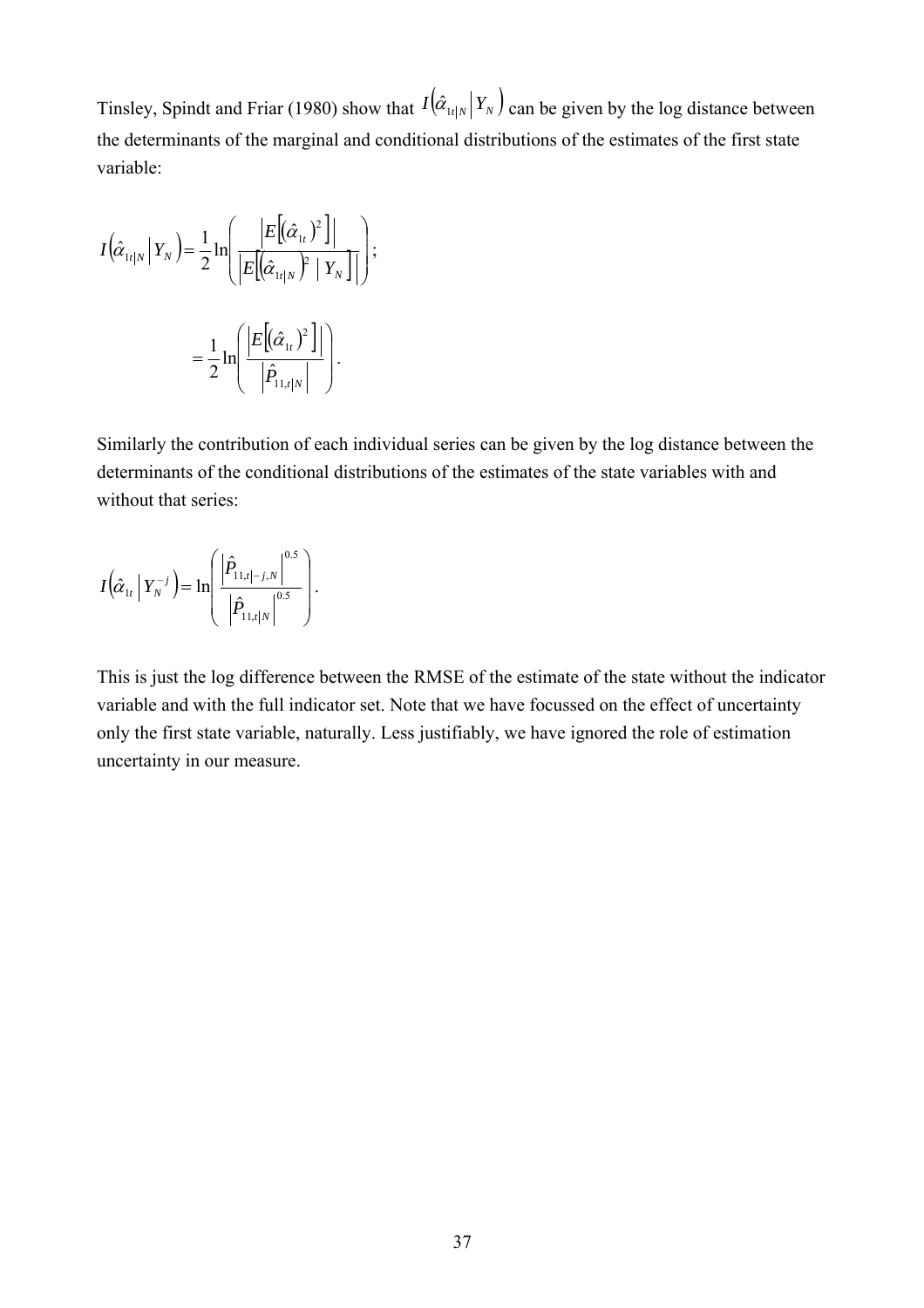Tinsley, Spindt and Friar (1980) show that $I\left(\hat{\alpha}_{1t|N} \middle| Y_N\right)$ can be given by the log distance between the determinants of the marginal and conditional distributions of the estimates of the first state variable:

$$I\left(\hat{\alpha}_{1t|N} \middle| Y_N\right) = \frac{1}{2}\ln\left(\frac{\left|E\left[\left(\hat{\alpha}_{1t}\right)^2\right]\right|}{\left|E\left[\left(\hat{\alpha}_{1t|N}\right)^2 \mid Y_N\right]\right|}\right);$$

$$= \frac{1}{2}\ln\left(\frac{\left|E\left[\left(\hat{\alpha}_{1t}\right)^2\right]\right|}{\left|\hat{P}_{11,t|N}\right|}\right).$$

Similarly the contribution of each individual series can be given by the log distance between the determinants of the conditional distributions of the estimates of the state variables with and without that series:

$$I\left(\hat{\alpha}_{1t} \middle| Y_N^{-j}\right) = \ln\left(\frac{\left|\hat{P}_{11,t|-j,N}\right|^{0.5}}{\left|\hat{P}_{11,t|N}\right|^{0.5}}\right).$$

This is just the log difference between the RMSE of the estimate of the state without the indicator variable and with the full indicator set. Note that we have focussed on the effect of uncertainty only the first state variable, naturally. Less justifiably, we have ignored the role of estimation uncertainty in our measure.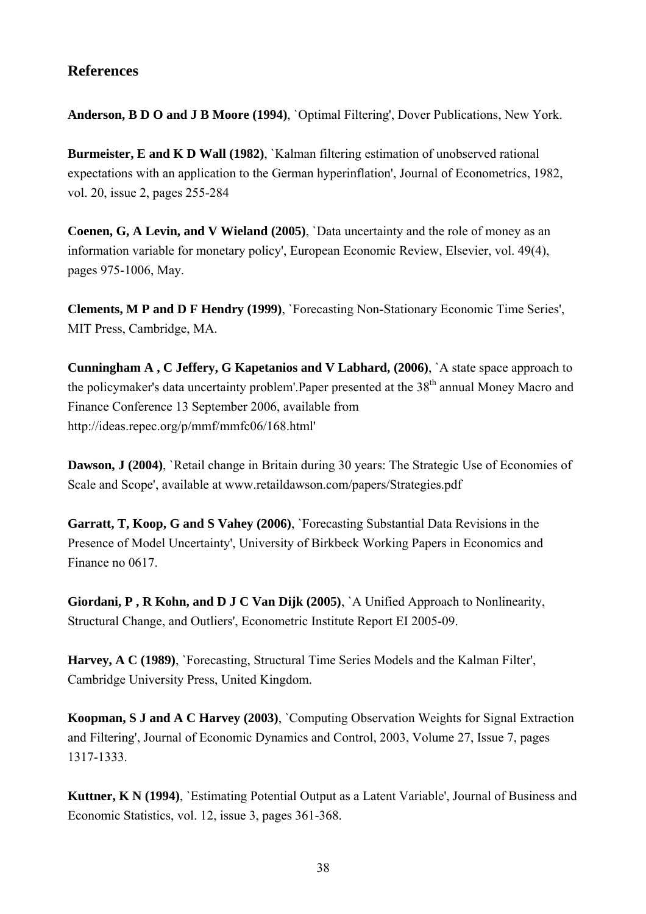## References

**Anderson, B D O and J B Moore (1994)**, `Optimal Filtering', Dover Publications, New York.

**Burmeister, E and K D Wall (1982)**, `Kalman filtering estimation of unobserved rational expectations with an application to the German hyperinflation', Journal of Econometrics, 1982, vol. 20, issue 2, pages 255-284

**Coenen, G, A Levin, and V Wieland (2005)**, `Data uncertainty and the role of money as an information variable for monetary policy', European Economic Review, Elsevier, vol. 49(4), pages 975-1006, May.

**Clements, M P and D F Hendry (1999)**, `Forecasting Non-Stationary Economic Time Series', MIT Press, Cambridge, MA.

**Cunningham A , C Jeffery, G Kapetanios and V Labhard, (2006)**, `A state space approach to the policymaker's data uncertainty problem'.Paper presented at the 38th annual Money Macro and Finance Conference 13 September 2006, available from http://ideas.repec.org/p/mmf/mmfc06/168.html'

**Dawson, J (2004)**, `Retail change in Britain during 30 years: The Strategic Use of Economies of Scale and Scope', available at www.retaildawson.com/papers/Strategies.pdf

**Garratt, T, Koop, G and S Vahey (2006)**, `Forecasting Substantial Data Revisions in the Presence of Model Uncertainty', University of Birkbeck Working Papers in Economics and Finance no 0617.

**Giordani, P , R Kohn, and D J C Van Dijk (2005)**, `A Unified Approach to Nonlinearity, Structural Change, and Outliers', Econometric Institute Report EI 2005-09.

**Harvey, A C (1989)**, `Forecasting, Structural Time Series Models and the Kalman Filter', Cambridge University Press, United Kingdom.

**Koopman, S J and A C Harvey (2003)**, `Computing Observation Weights for Signal Extraction and Filtering', Journal of Economic Dynamics and Control, 2003, Volume 27, Issue 7, pages 1317-1333.

**Kuttner, K N (1994)**, `Estimating Potential Output as a Latent Variable', Journal of Business and Economic Statistics, vol. 12, issue 3, pages 361-368.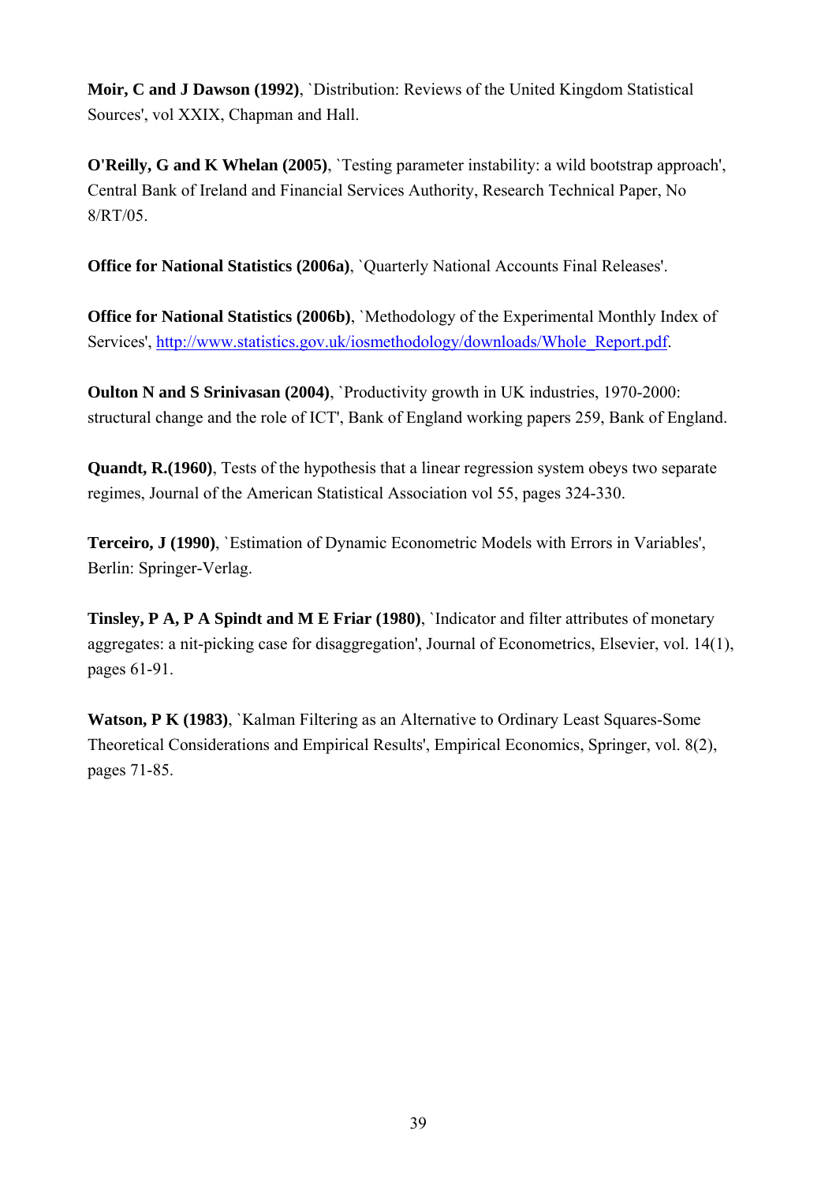**Moir, C and J Dawson (1992)**, `Distribution: Reviews of the United Kingdom Statistical Sources', vol XXIX, Chapman and Hall.

**O'Reilly, G and K Whelan (2005)**, `Testing parameter instability: a wild bootstrap approach', Central Bank of Ireland and Financial Services Authority, Research Technical Paper, No 8/RT/05.

**Office for National Statistics (2006a)**, `Quarterly National Accounts Final Releases'.

**Office for National Statistics (2006b)**, `Methodology of the Experimental Monthly Index of Services', http://www.statistics.gov.uk/iosmethodology/downloads/Whole_Report.pdf.

**Oulton N and S Srinivasan (2004)**, `Productivity growth in UK industries, 1970-2000: structural change and the role of ICT', Bank of England working papers 259, Bank of England.

**Quandt, R.(1960)**, Tests of the hypothesis that a linear regression system obeys two separate regimes, Journal of the American Statistical Association vol 55, pages 324-330.

**Terceiro, J (1990)**, `Estimation of Dynamic Econometric Models with Errors in Variables', Berlin: Springer-Verlag.

**Tinsley, P A, P A Spindt and M E Friar (1980)**, `Indicator and filter attributes of monetary aggregates: a nit-picking case for disaggregation', Journal of Econometrics, Elsevier, vol. 14(1), pages 61-91.

**Watson, P K (1983)**, `Kalman Filtering as an Alternative to Ordinary Least Squares-Some Theoretical Considerations and Empirical Results', Empirical Economics, Springer, vol. 8(2), pages 71-85.